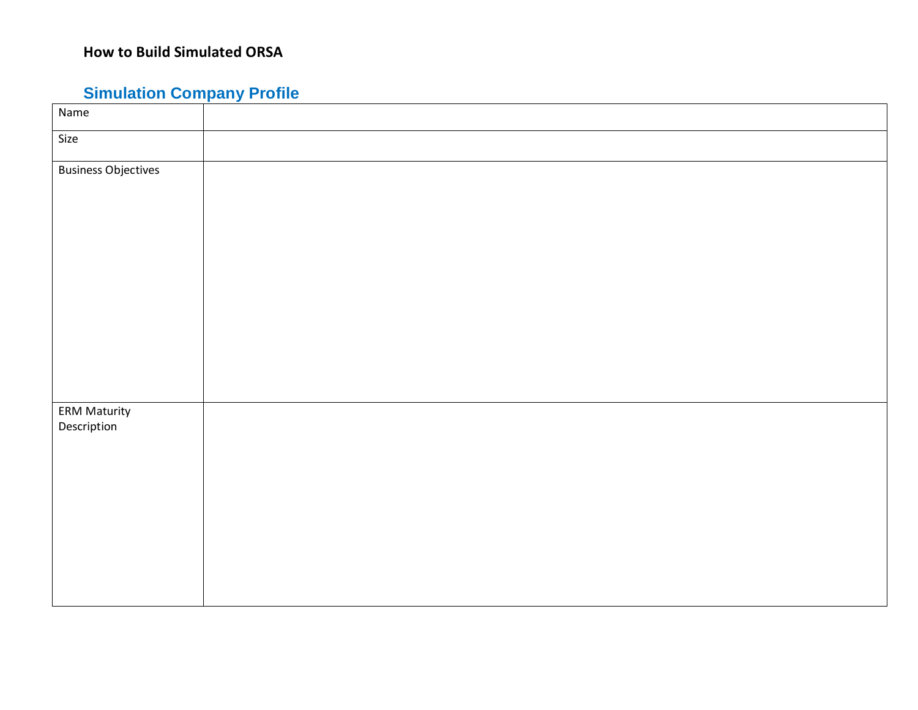**How to Build Simulated ORSA**

## Simulation Company Profile

| | |
|---|---|
| Name | |
| Size | |
| Business Objectives | |
| ERM Maturity Description | |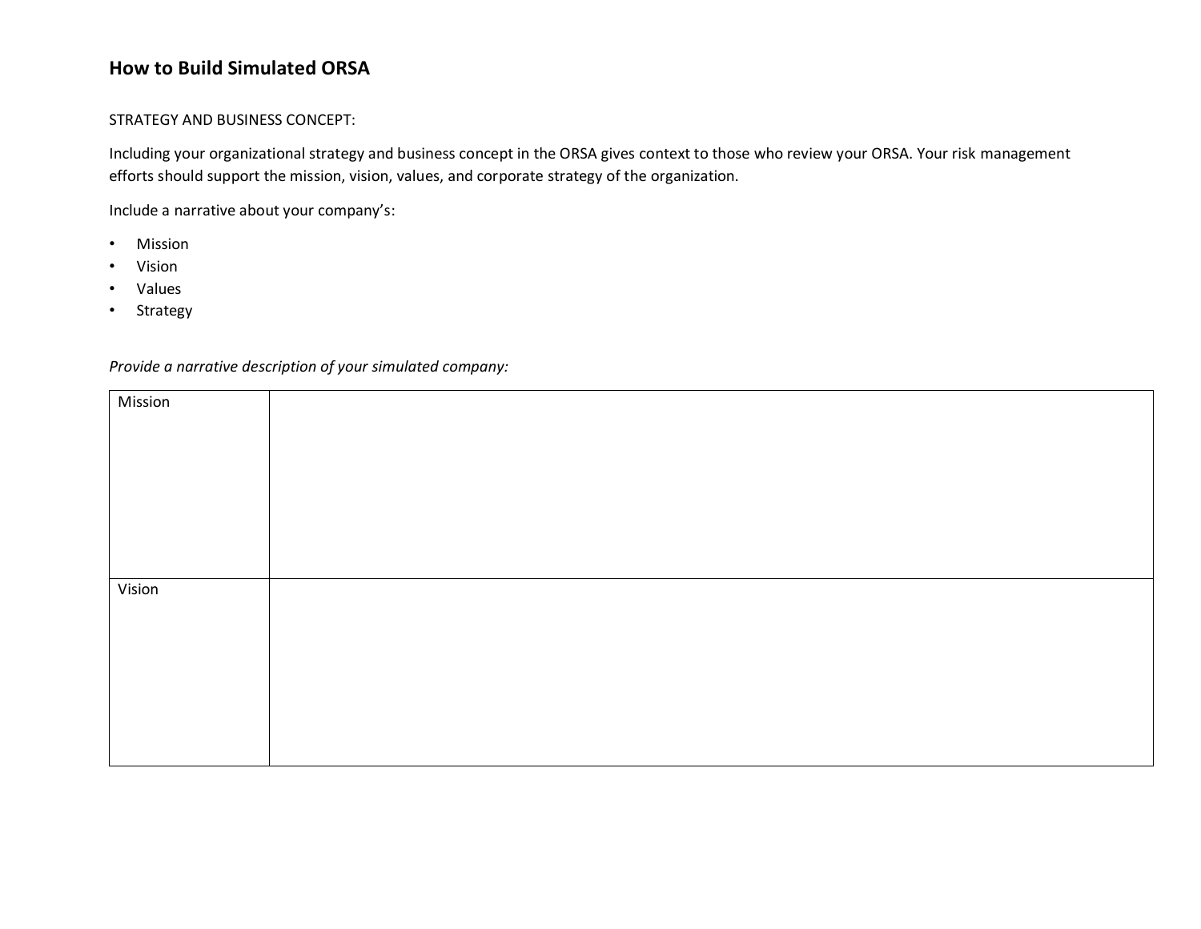## How to Build Simulated ORSA

STRATEGY AND BUSINESS CONCEPT:

Including your organizational strategy and business concept in the ORSA gives context to those who review your ORSA. Your risk management efforts should support the mission, vision, values, and corporate strategy of the organization.

Include a narrative about your company's:

- Mission
- Vision
- Values
- Strategy

*Provide a narrative description of your simulated company:*

| | |
|---|---|
| Mission | |
| Vision | |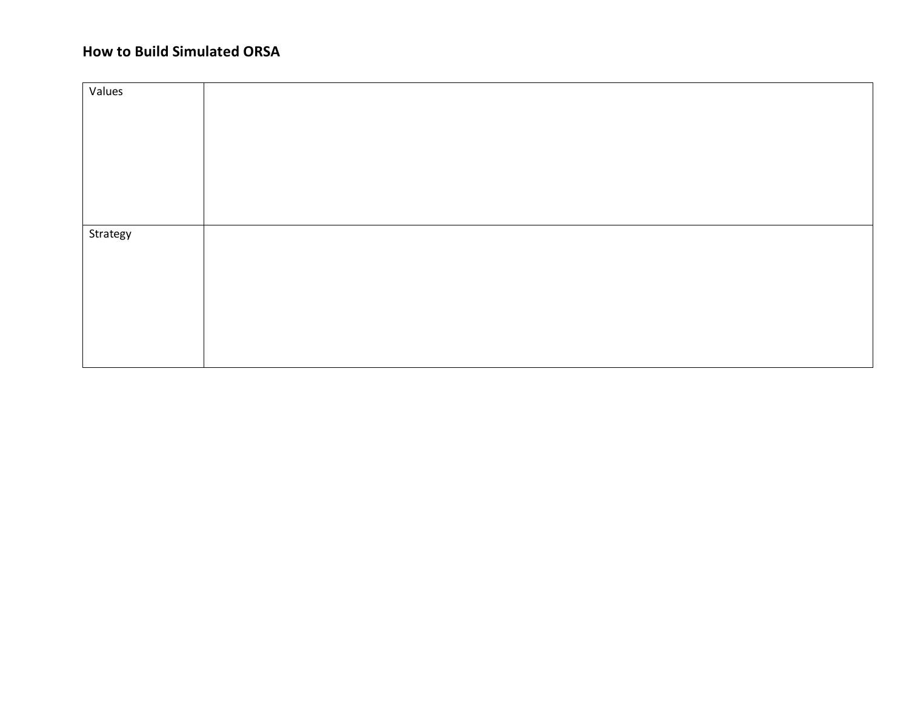## How to Build Simulated ORSA

| | |
|---|---|
| Values | |
| Strategy | |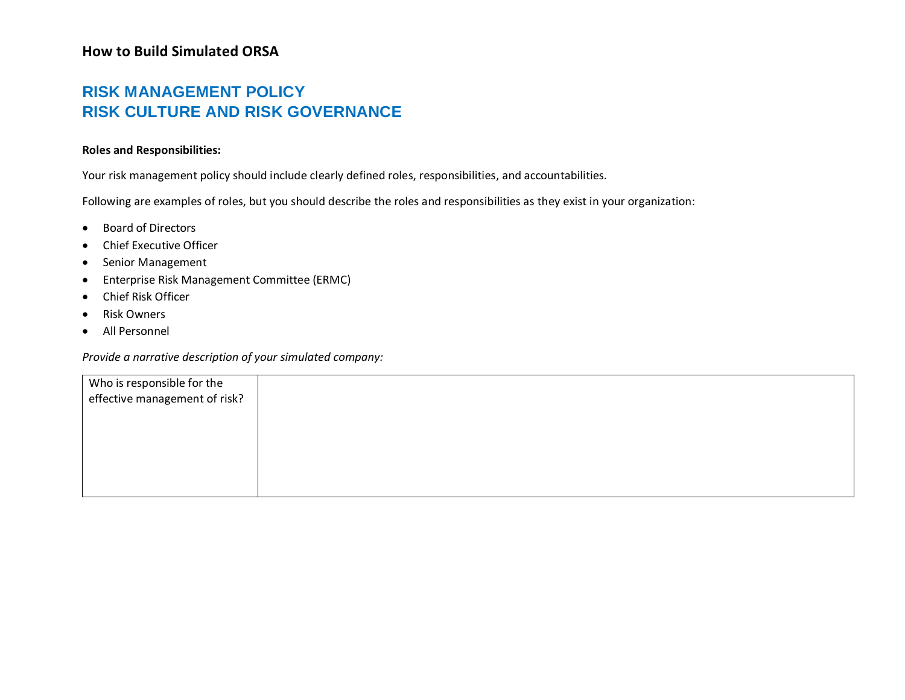**How to Build Simulated ORSA**

## RISK MANAGEMENT POLICY
## RISK CULTURE AND RISK GOVERNANCE

**Roles and Responsibilities:**

Your risk management policy should include clearly defined roles, responsibilities, and accountabilities.

Following are examples of roles, but you should describe the roles and responsibilities as they exist in your organization:

- Board of Directors
- Chief Executive Officer
- Senior Management
- Enterprise Risk Management Committee (ERMC)
- Chief Risk Officer
- Risk Owners
- All Personnel

*Provide a narrative description of your simulated company:*

| Who is responsible for the effective management of risk? | |
|---|---|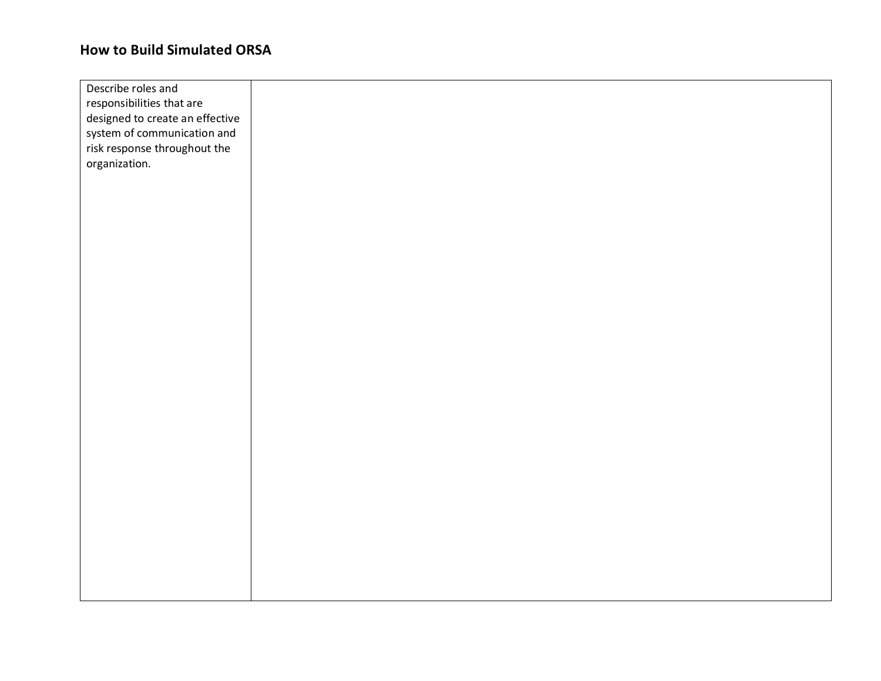## How to Build Simulated ORSA

| Describe roles and responsibilities that are designed to create an effective system of communication and risk response throughout the organization. | |
|---|---|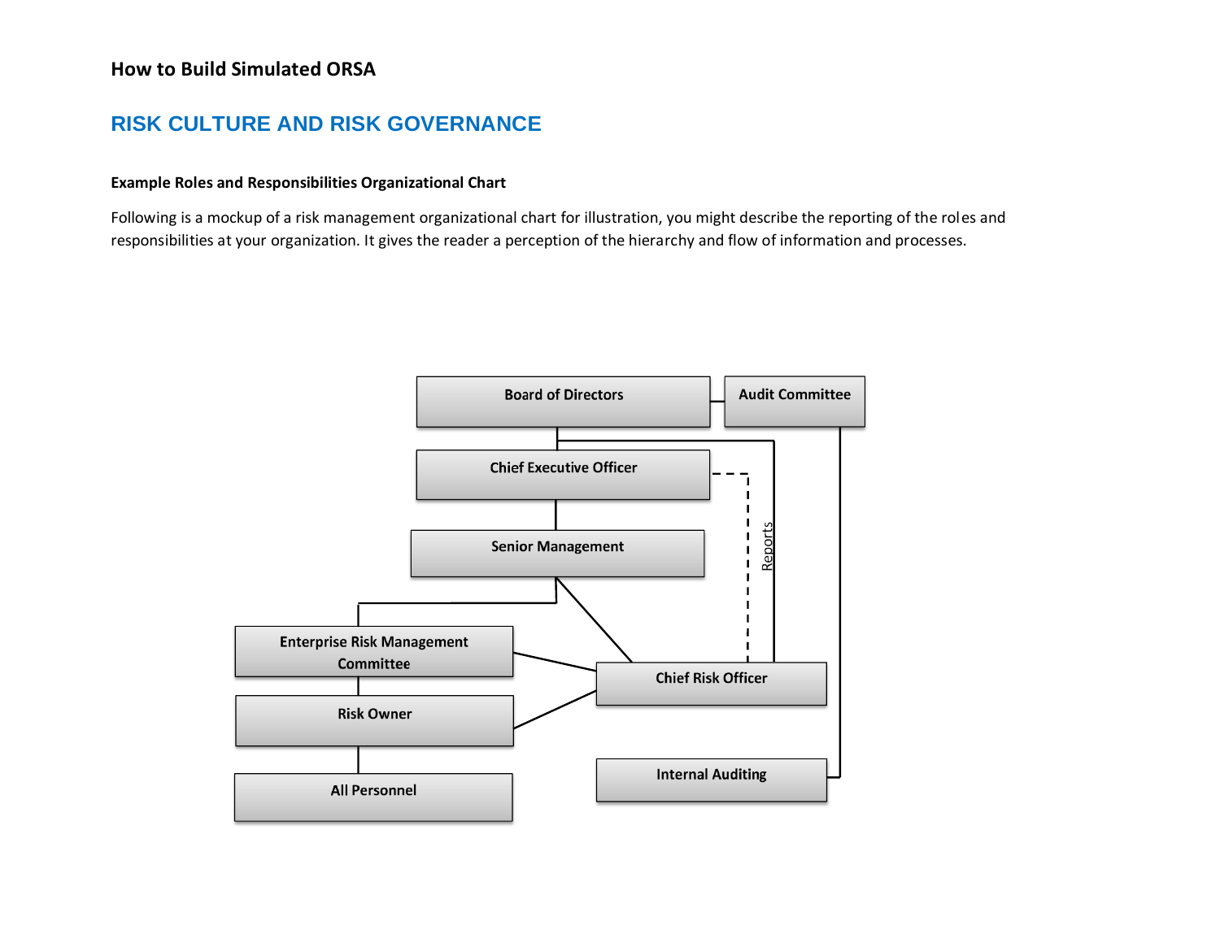## RISK CULTURE AND RISK GOVERNANCE

**Example Roles and Responsibilities Organizational Chart**

Following is a mockup of a risk management organizational chart for illustration, you might describe the reporting of the roles and responsibilities at your organization. It gives the reader a perception of the hierarchy and flow of information and processes.

Board of Directors

Audit Committee

Chief Executive Officer

Reports

Senior Management

Enterprise Risk Management Committee

Chief Risk Officer

Risk Owner

All Personnel

Internal Auditing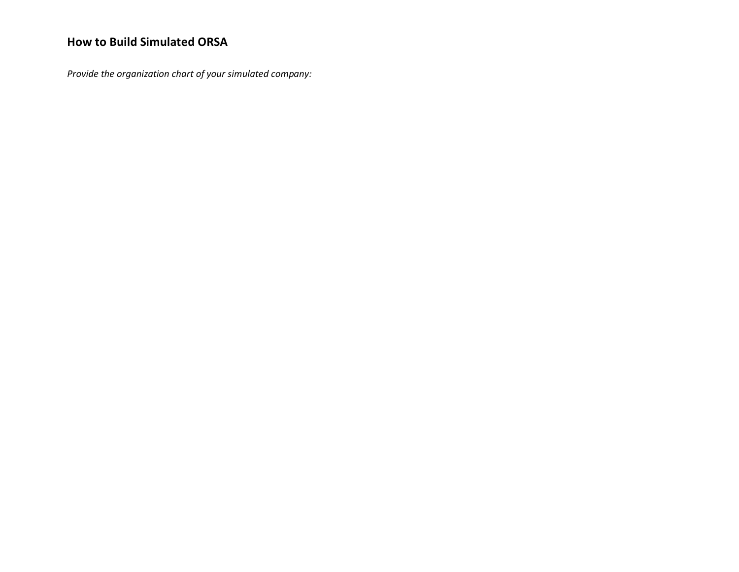## How to Build Simulated ORSA

*Provide the organization chart of your simulated company:*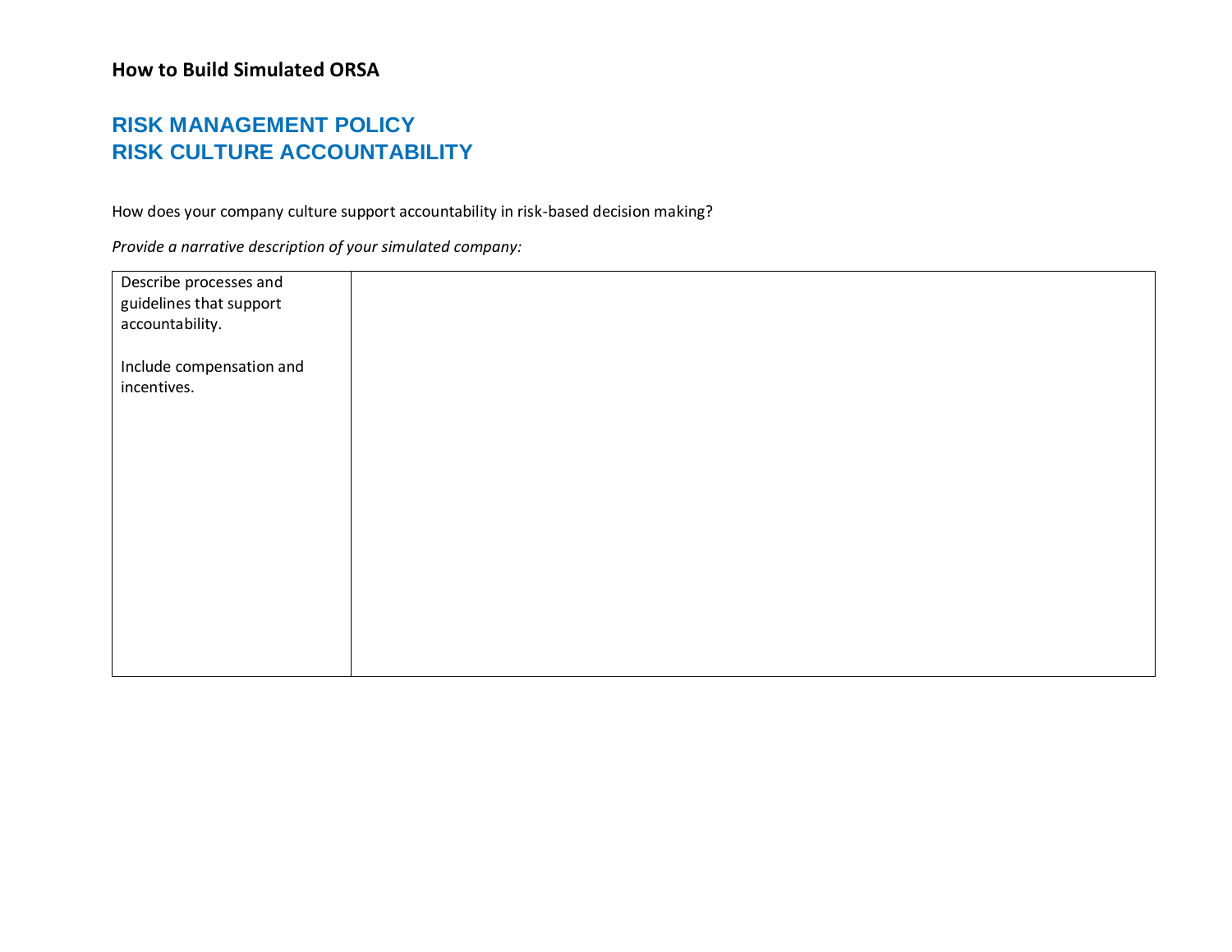**How to Build Simulated ORSA**

## RISK MANAGEMENT POLICY
## RISK CULTURE ACCOUNTABILITY

How does your company culture support accountability in risk-based decision making?

*Provide a narrative description of your simulated company:*

| Describe processes and guidelines that support accountability.<br><br>Include compensation and incentives. | |
|---|---|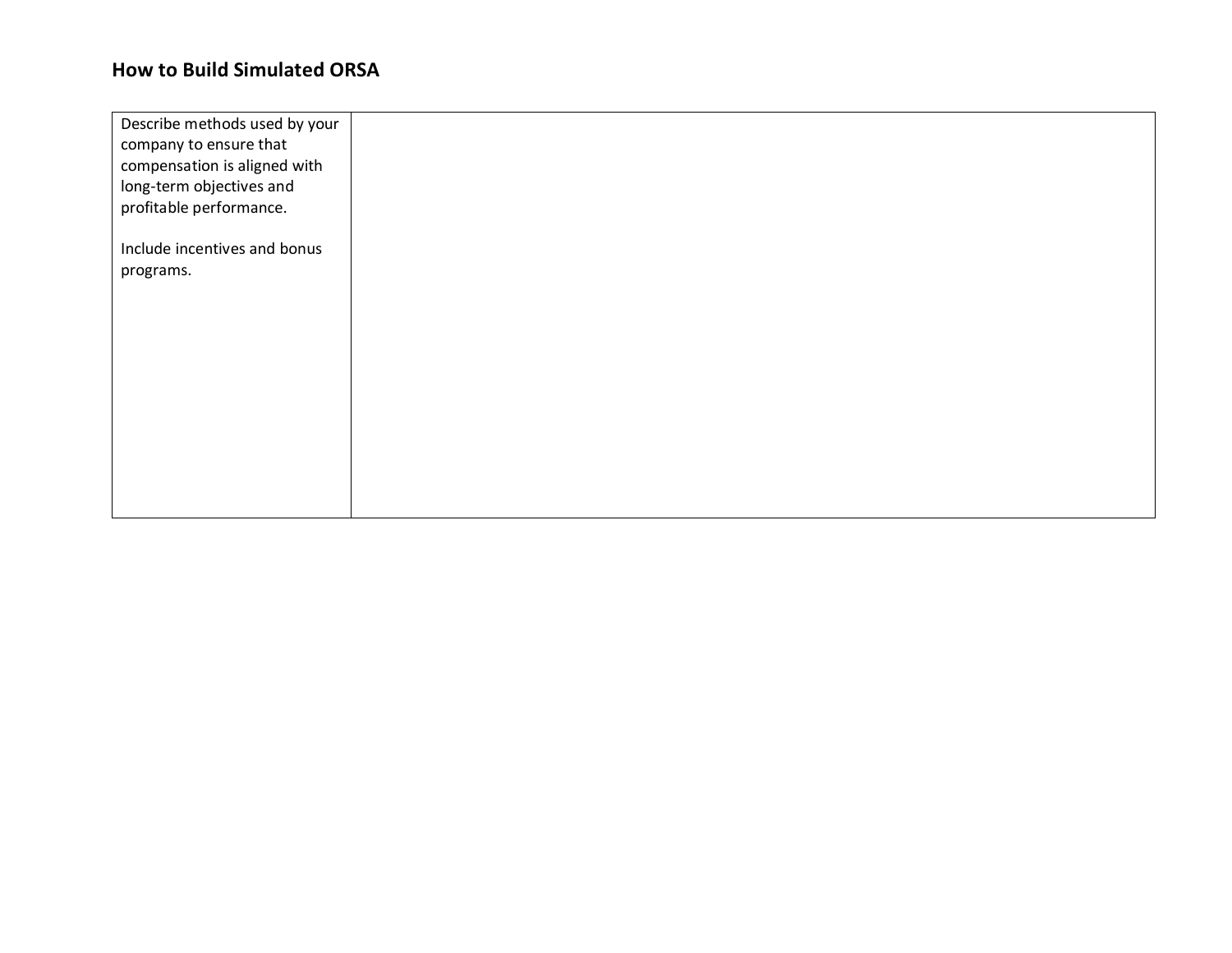## How to Build Simulated ORSA

| Describe methods used by your company to ensure that compensation is aligned with long-term objectives and profitable performance.<br><br>Include incentives and bonus programs. | |
|---|---|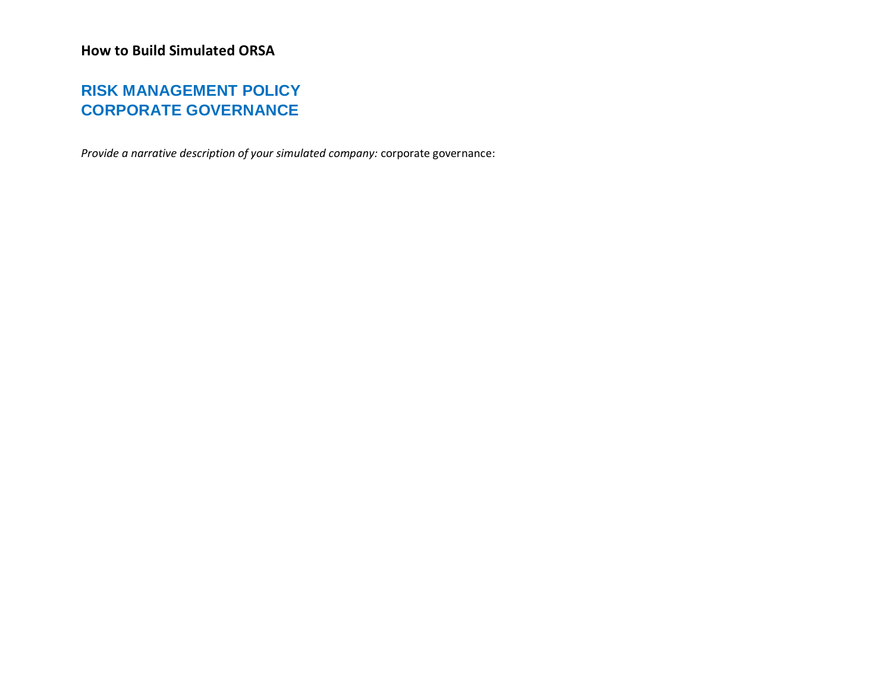**How to Build Simulated ORSA**

## RISK MANAGEMENT POLICY
## CORPORATE GOVERNANCE

*Provide a narrative description of your simulated company:* corporate governance: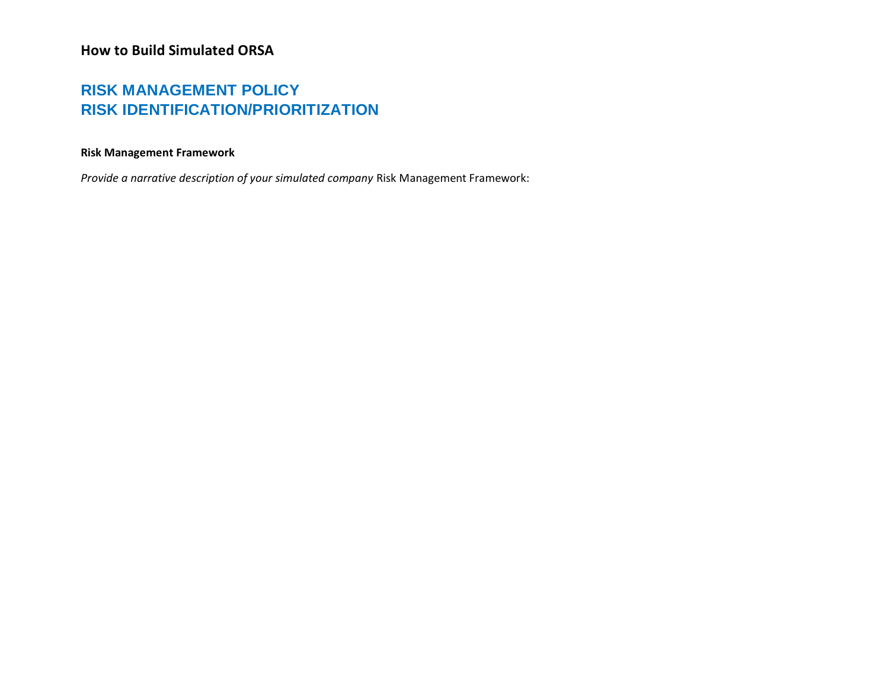**How to Build Simulated ORSA**

## RISK MANAGEMENT POLICY
## RISK IDENTIFICATION/PRIORITIZATION

**Risk Management Framework**

*Provide a narrative description of your simulated company* Risk Management Framework: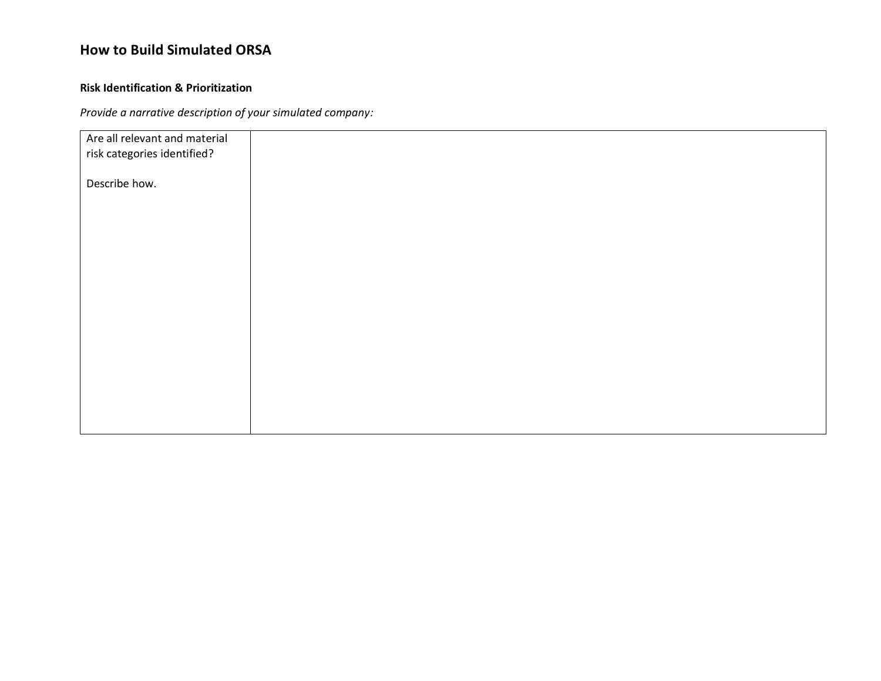## How to Build Simulated ORSA

### Risk Identification & Prioritization

*Provide a narrative description of your simulated company:*

| Are all relevant and material risk categories identified?<br><br>Describe how. | |
|---|---|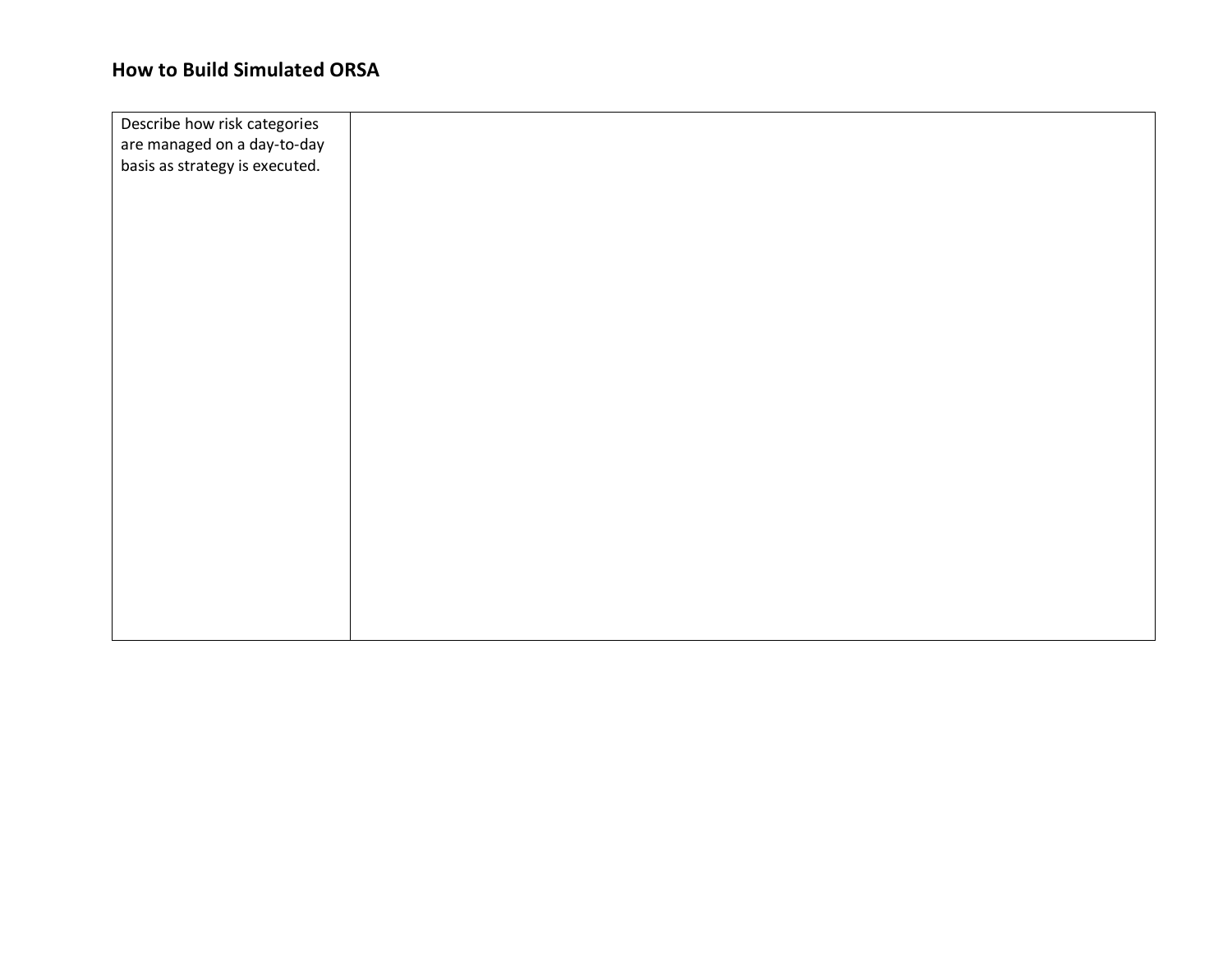## How to Build Simulated ORSA

| Describe how risk categories are managed on a day-to-day basis as strategy is executed. | |
|---|---|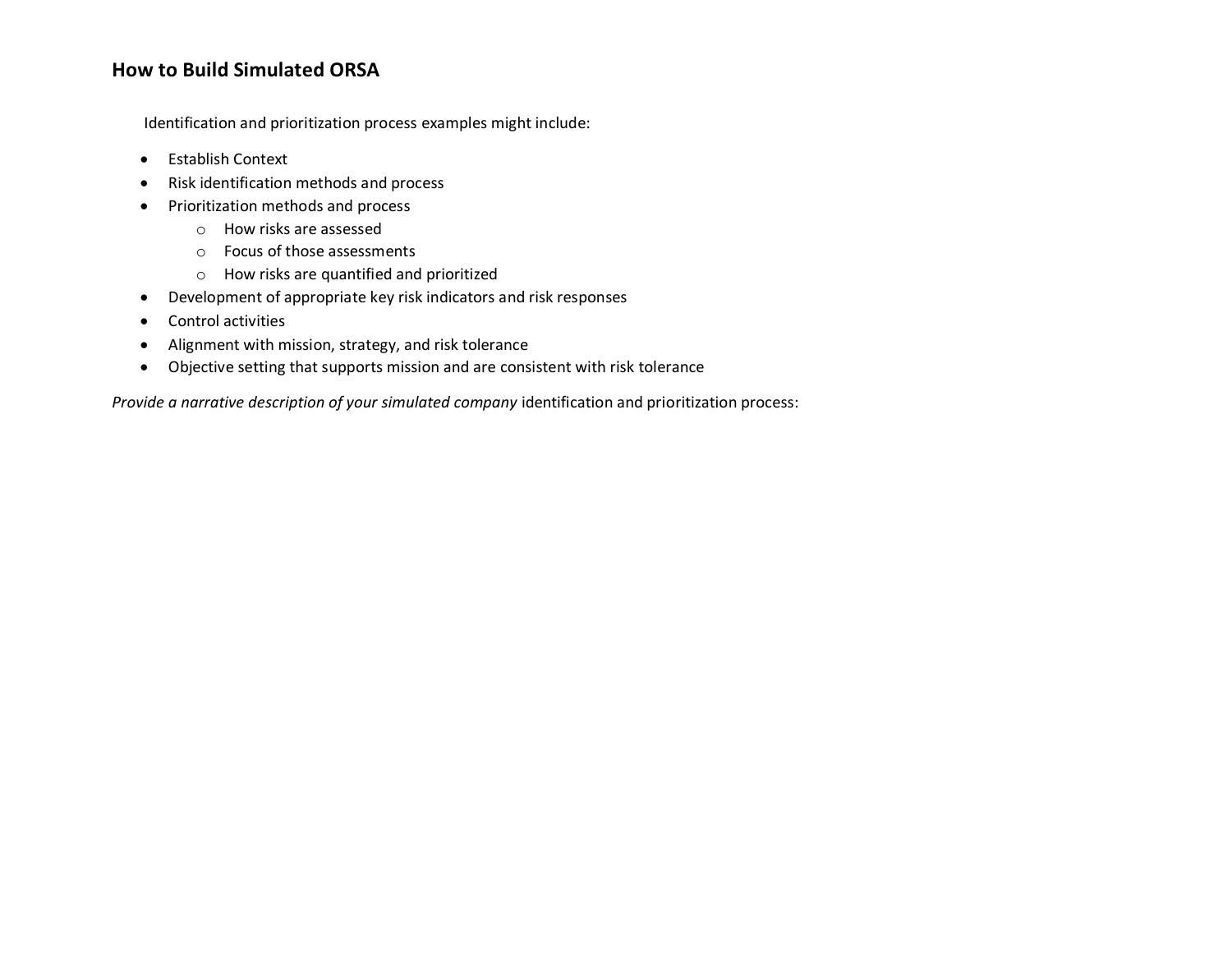## How to Build Simulated ORSA

Identification and prioritization process examples might include:

- Establish Context
- Risk identification methods and process
- Prioritization methods and process
  - How risks are assessed
  - Focus of those assessments
  - How risks are quantified and prioritized
- Development of appropriate key risk indicators and risk responses
- Control activities
- Alignment with mission, strategy, and risk tolerance
- Objective setting that supports mission and are consistent with risk tolerance

*Provide a narrative description of your simulated company* identification and prioritization process: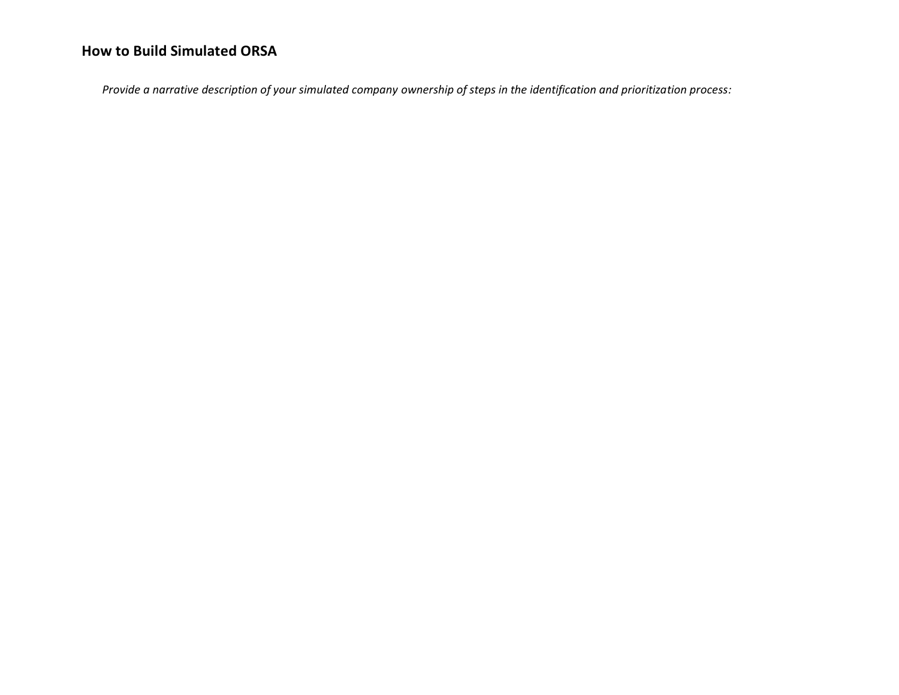### How to Build Simulated ORSA

*Provide a narrative description of your simulated company ownership of steps in the identification and prioritization process:*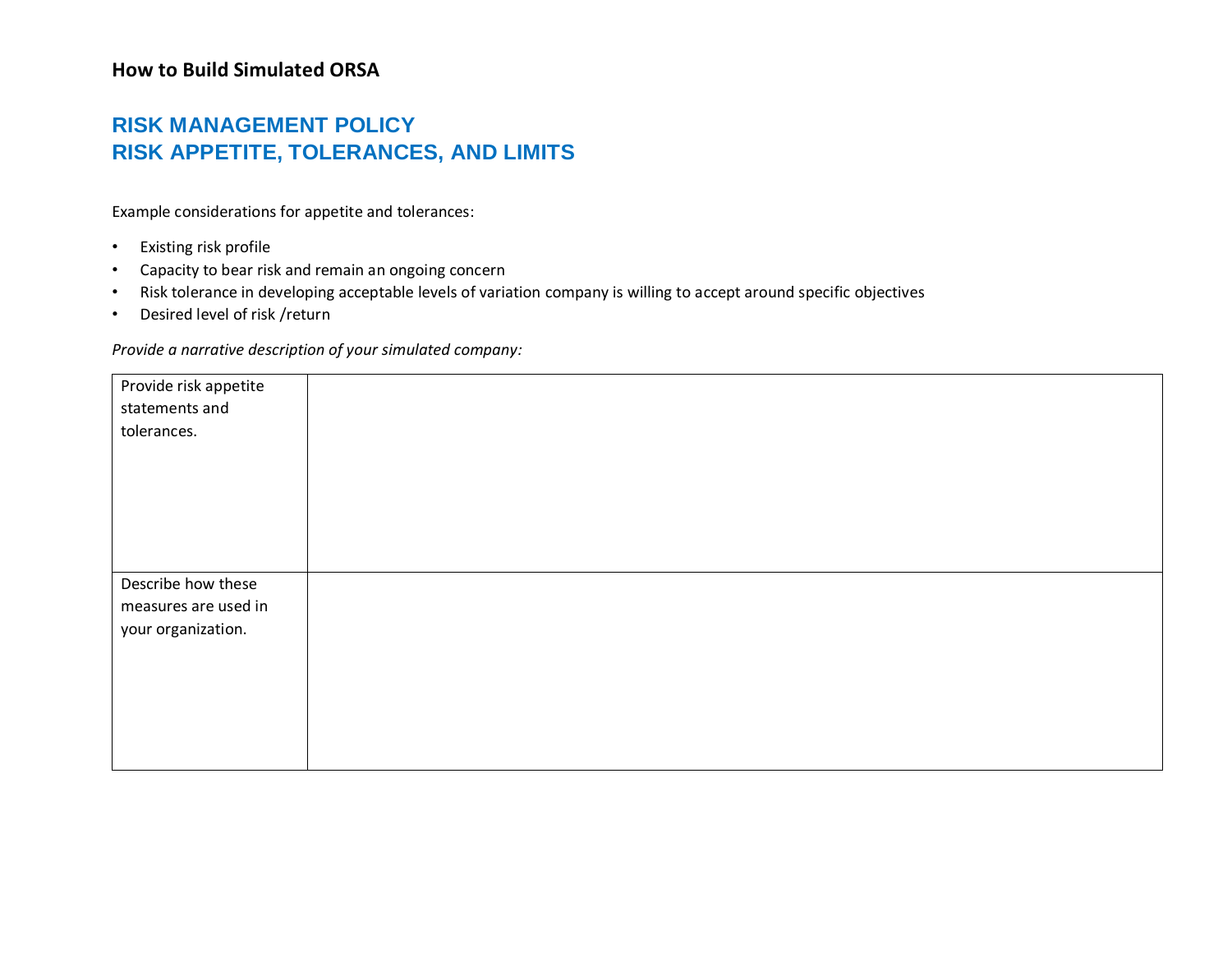**How to Build Simulated ORSA**

## RISK MANAGEMENT POLICY
## RISK APPETITE, TOLERANCES, AND LIMITS

Example considerations for appetite and tolerances:

- Existing risk profile
- Capacity to bear risk and remain an ongoing concern
- Risk tolerance in developing acceptable levels of variation company is willing to accept around specific objectives
- Desired level of risk /return

*Provide a narrative description of your simulated company:*

| | |
|---|---|
| Provide risk appetite statements and tolerances. | |
| Describe how these measures are used in your organization. | |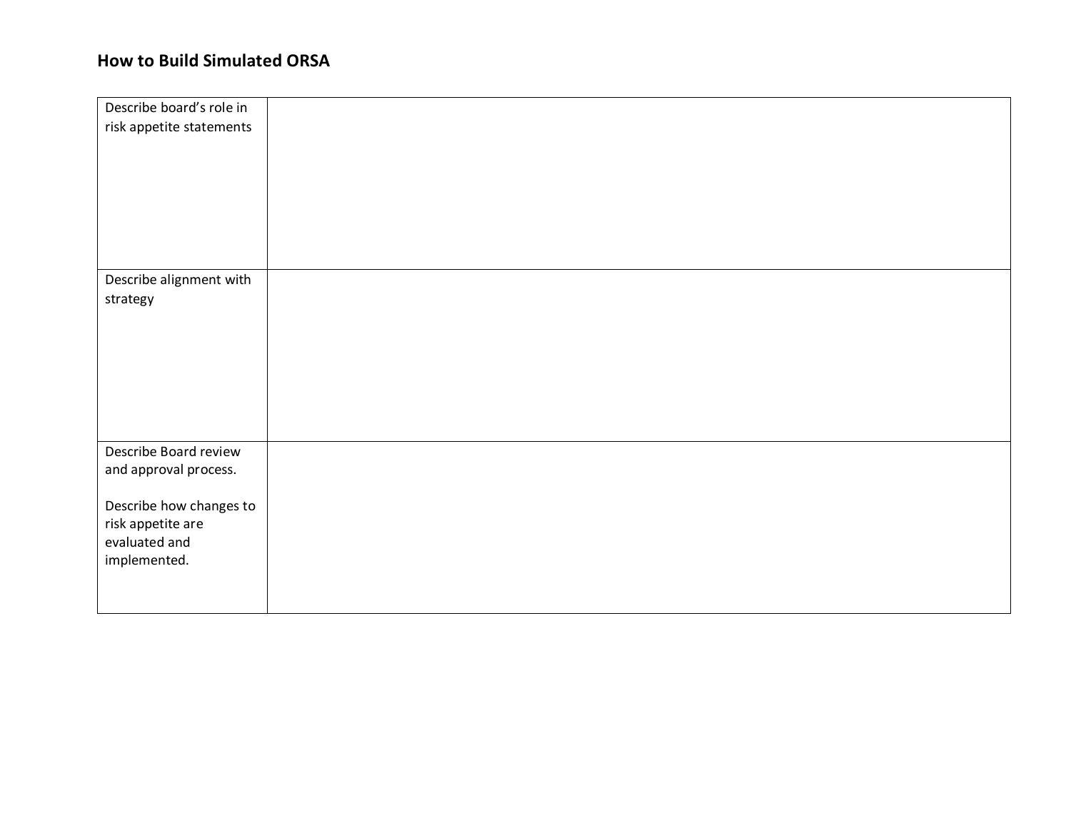## How to Build Simulated ORSA

| | |
|---|---|
| Describe board's role in risk appetite statements | |
| Describe alignment with strategy | |
| Describe Board review and approval process.<br><br>Describe how changes to risk appetite are evaluated and implemented. | |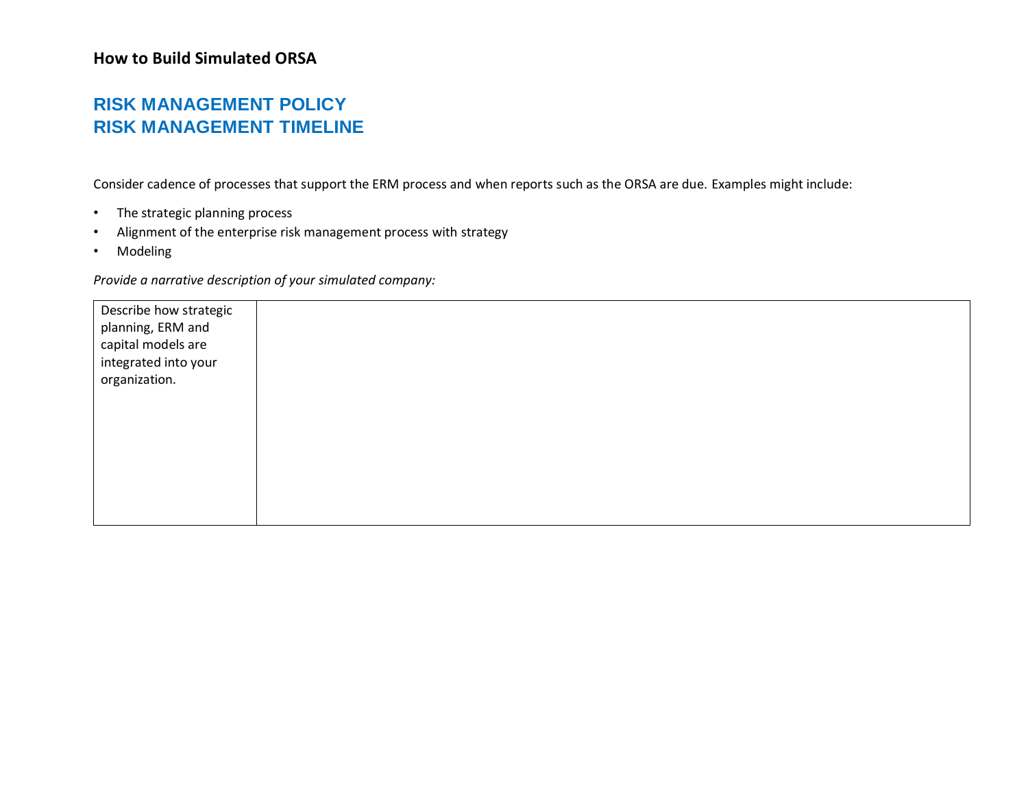**How to Build Simulated ORSA**

## RISK MANAGEMENT POLICY
## RISK MANAGEMENT TIMELINE

Consider cadence of processes that support the ERM process and when reports such as the ORSA are due. Examples might include:

- The strategic planning process
- Alignment of the enterprise risk management process with strategy
- Modeling

*Provide a narrative description of your simulated company:*

| Describe how strategic planning, ERM and capital models are integrated into your organization. | |
|---|---|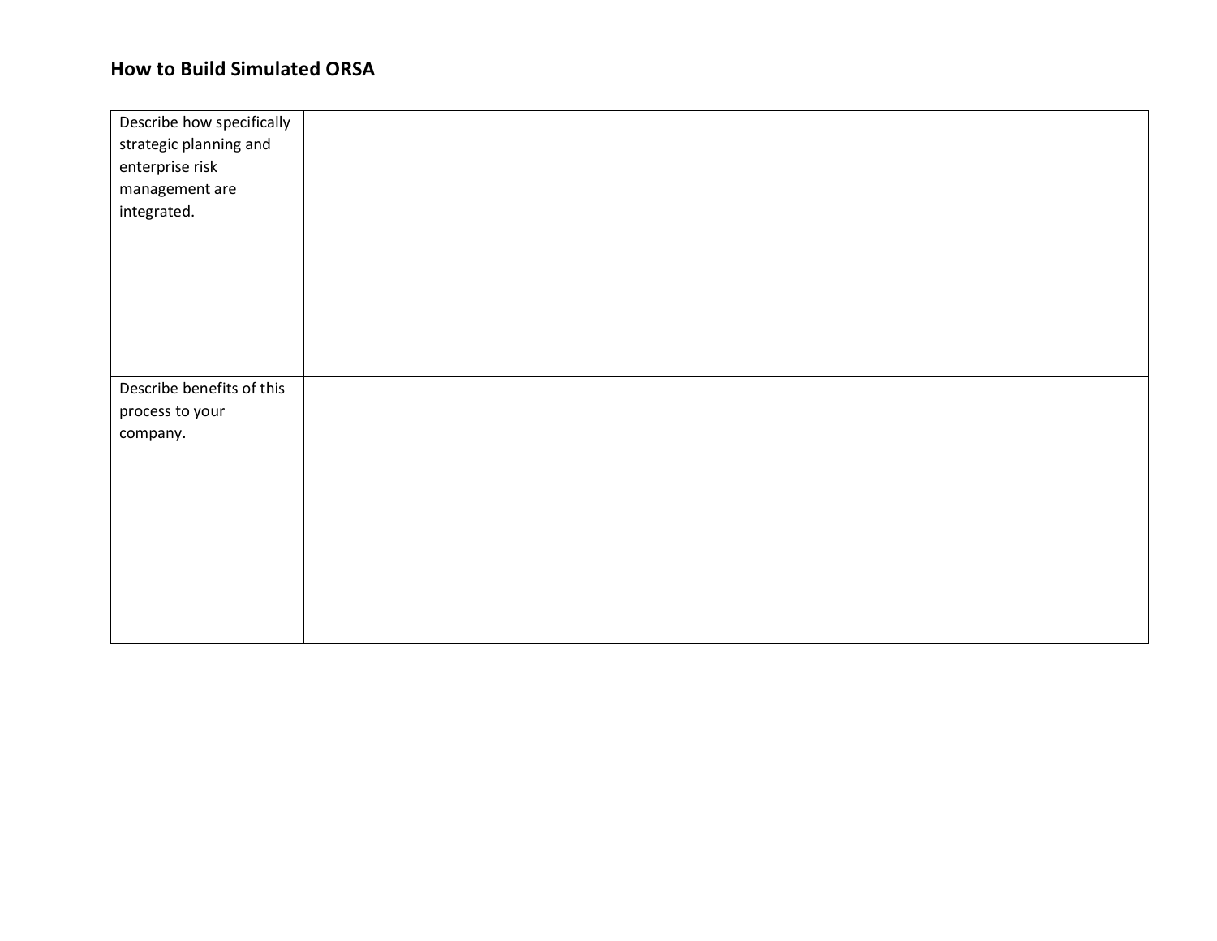## How to Build Simulated ORSA

| | |
|---|---|
| Describe how specifically strategic planning and enterprise risk management are integrated. | |
| Describe benefits of this process to your company. | |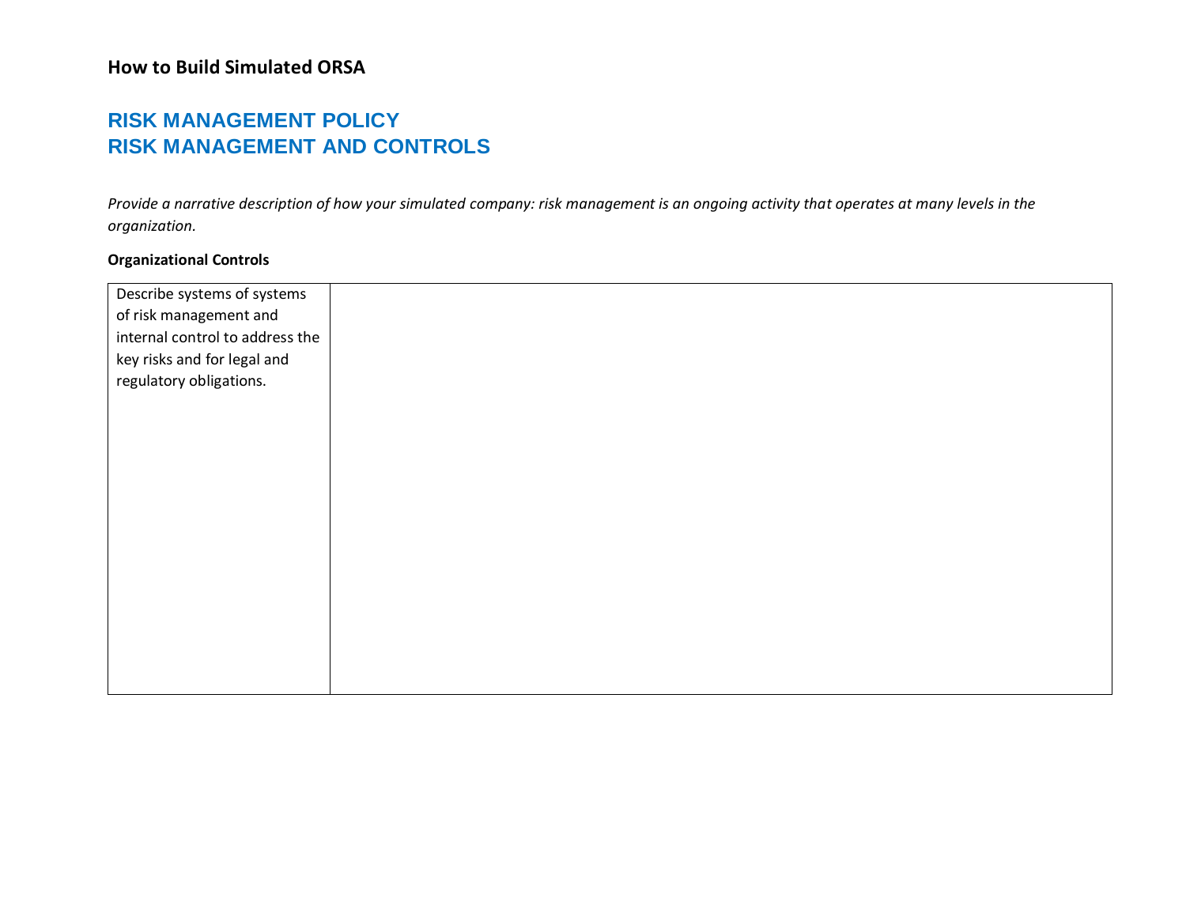**How to Build Simulated ORSA**

## RISK MANAGEMENT POLICY
## RISK MANAGEMENT AND CONTROLS

*Provide a narrative description of how your simulated company: risk management is an ongoing activity that operates at many levels in the organization.*

**Organizational Controls**

| Describe systems of systems of risk management and internal control to address the key risks and for legal and regulatory obligations. | |
|---|---|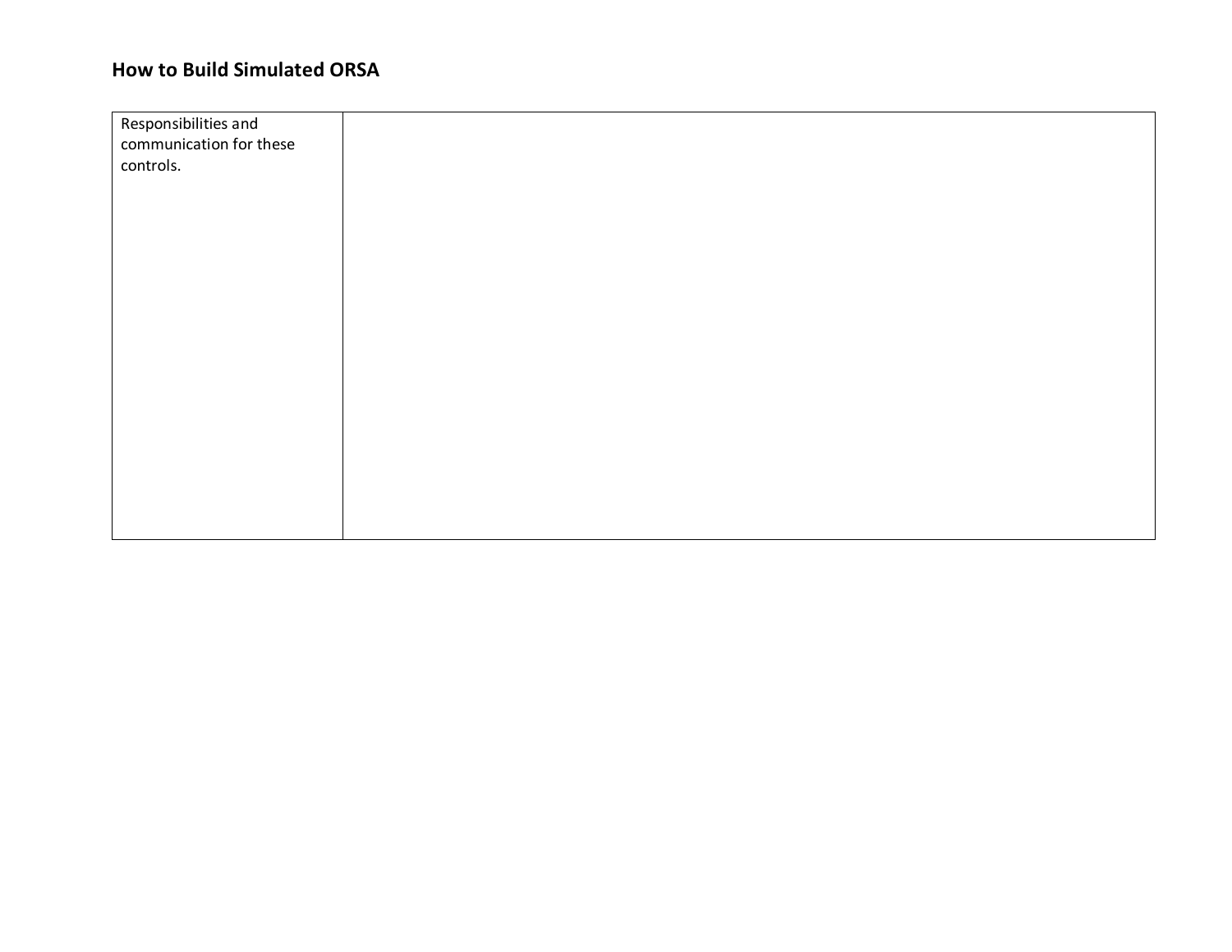| Responsibilities and communication for these controls. | |
|---|---|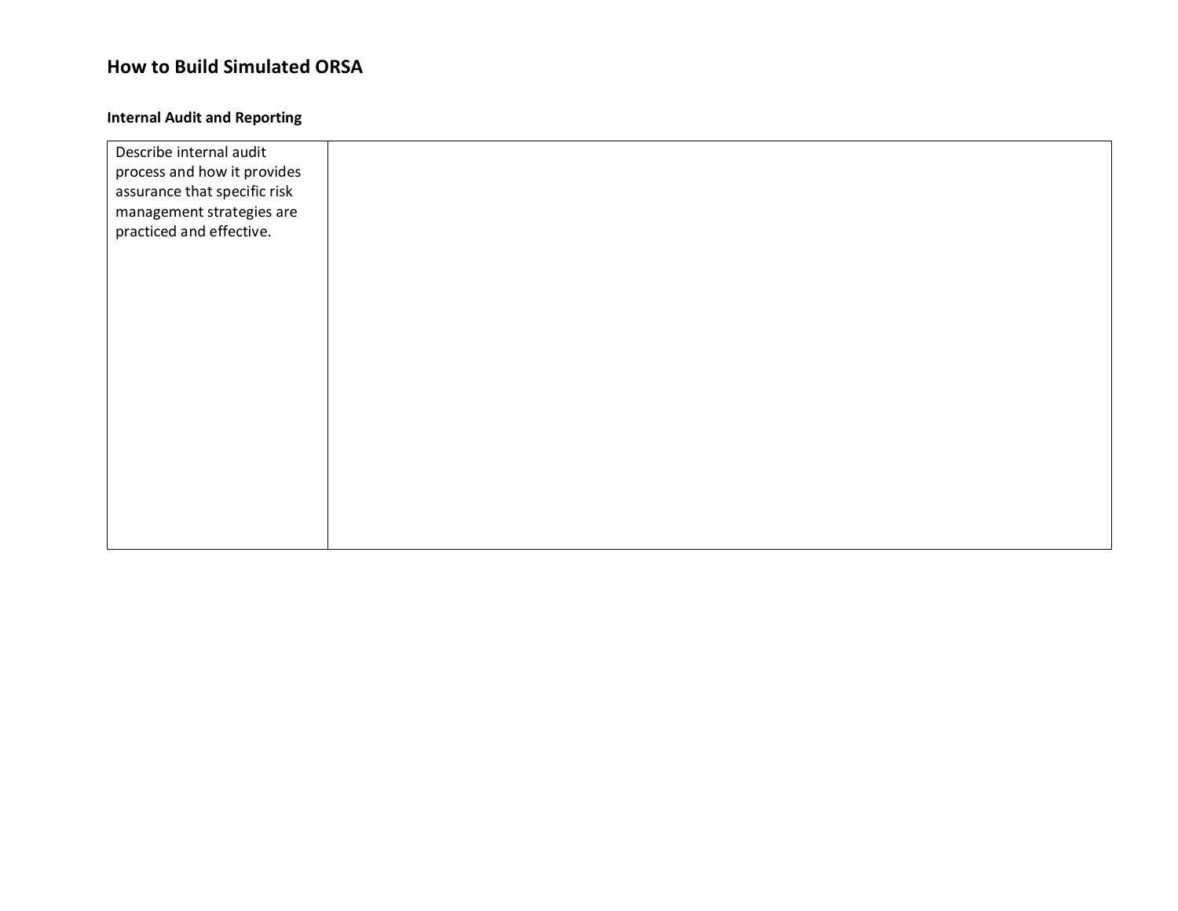## How to Build Simulated ORSA

### Internal Audit and Reporting

| Describe internal audit process and how it provides assurance that specific risk management strategies are practiced and effective. | |
|---|---|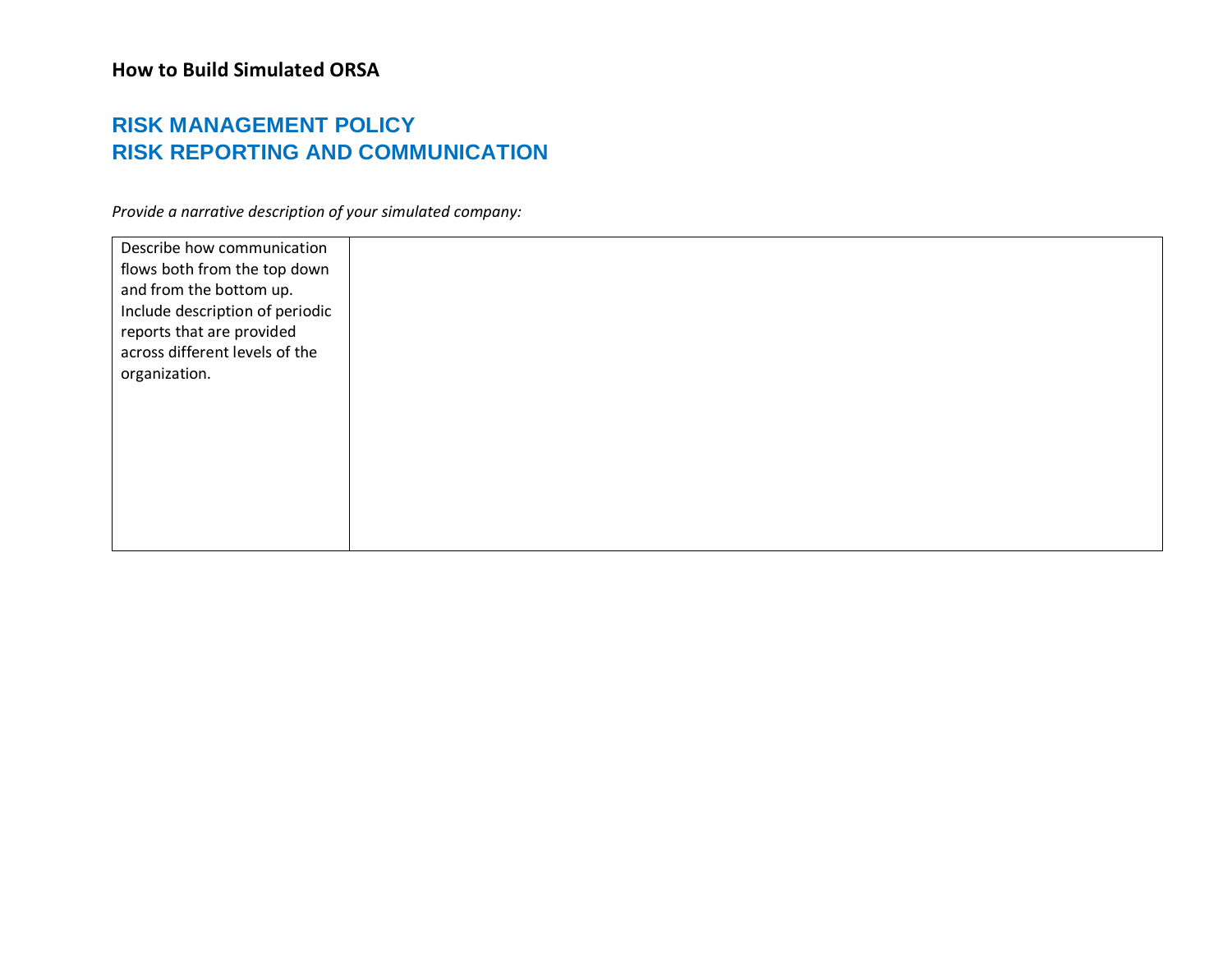**How to Build Simulated ORSA**

## RISK MANAGEMENT POLICY
## RISK REPORTING AND COMMUNICATION

*Provide a narrative description of your simulated company:*

| Describe how communication flows both from the top down and from the bottom up. Include description of periodic reports that are provided across different levels of the organization. | |
|---|---|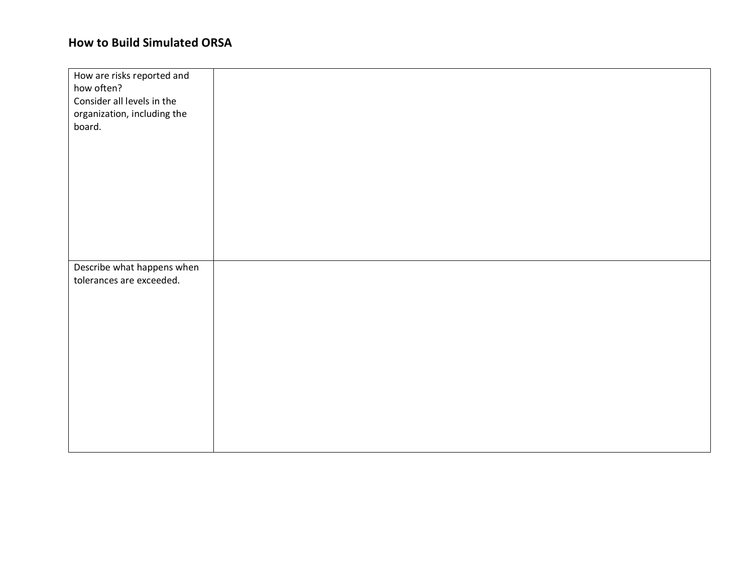## How to Build Simulated ORSA

| | |
|---|---|
| How are risks reported and how often?<br>Consider all levels in the organization, including the board. | |
| Describe what happens when tolerances are exceeded. | |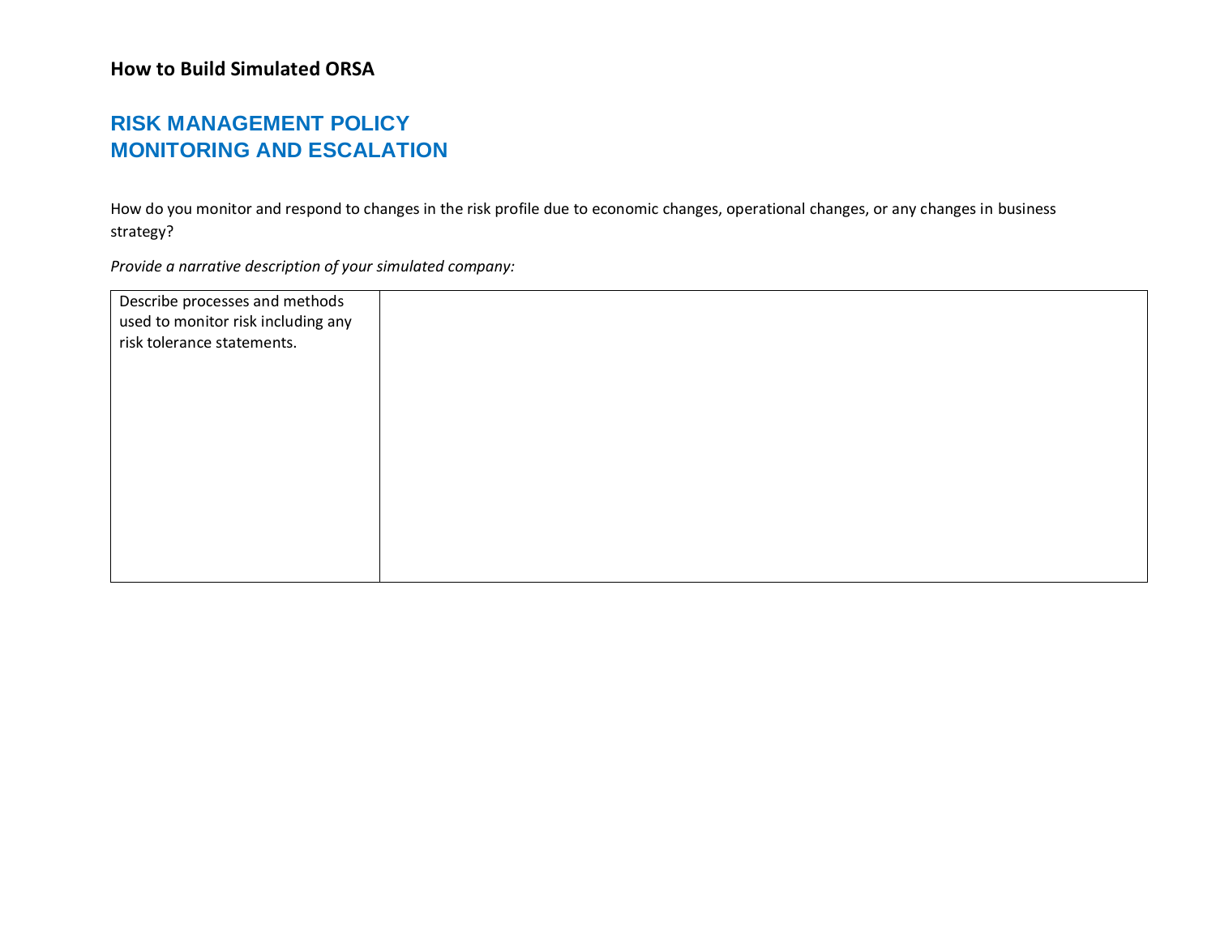**How to Build Simulated ORSA**

## RISK MANAGEMENT POLICY
## MONITORING AND ESCALATION

How do you monitor and respond to changes in the risk profile due to economic changes, operational changes, or any changes in business strategy?

*Provide a narrative description of your simulated company:*

| Describe processes and methods used to monitor risk including any risk tolerance statements. | |
|---|---|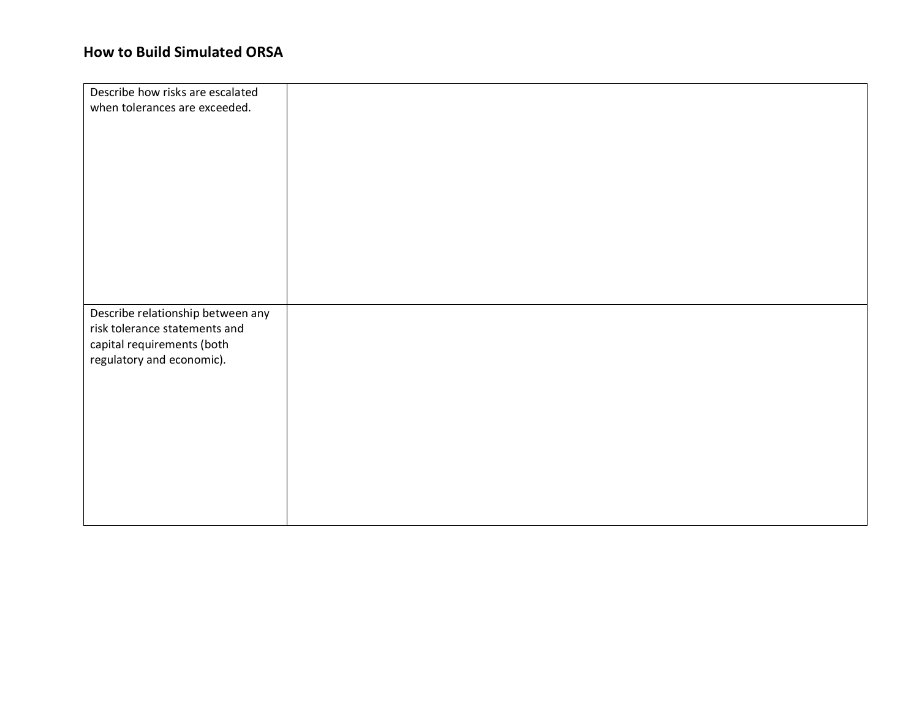## How to Build Simulated ORSA

| | |
|---|---|
| Describe how risks are escalated when tolerances are exceeded. | |
| Describe relationship between any risk tolerance statements and capital requirements (both regulatory and economic). | |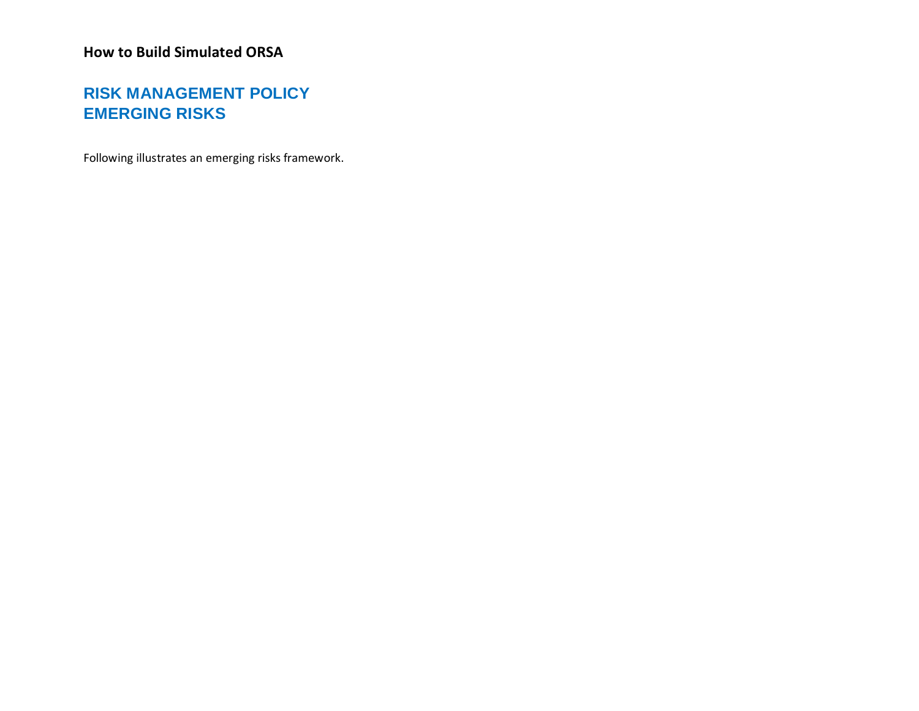**How to Build Simulated ORSA**

## RISK MANAGEMENT POLICY
## EMERGING RISKS

Following illustrates an emerging risks framework.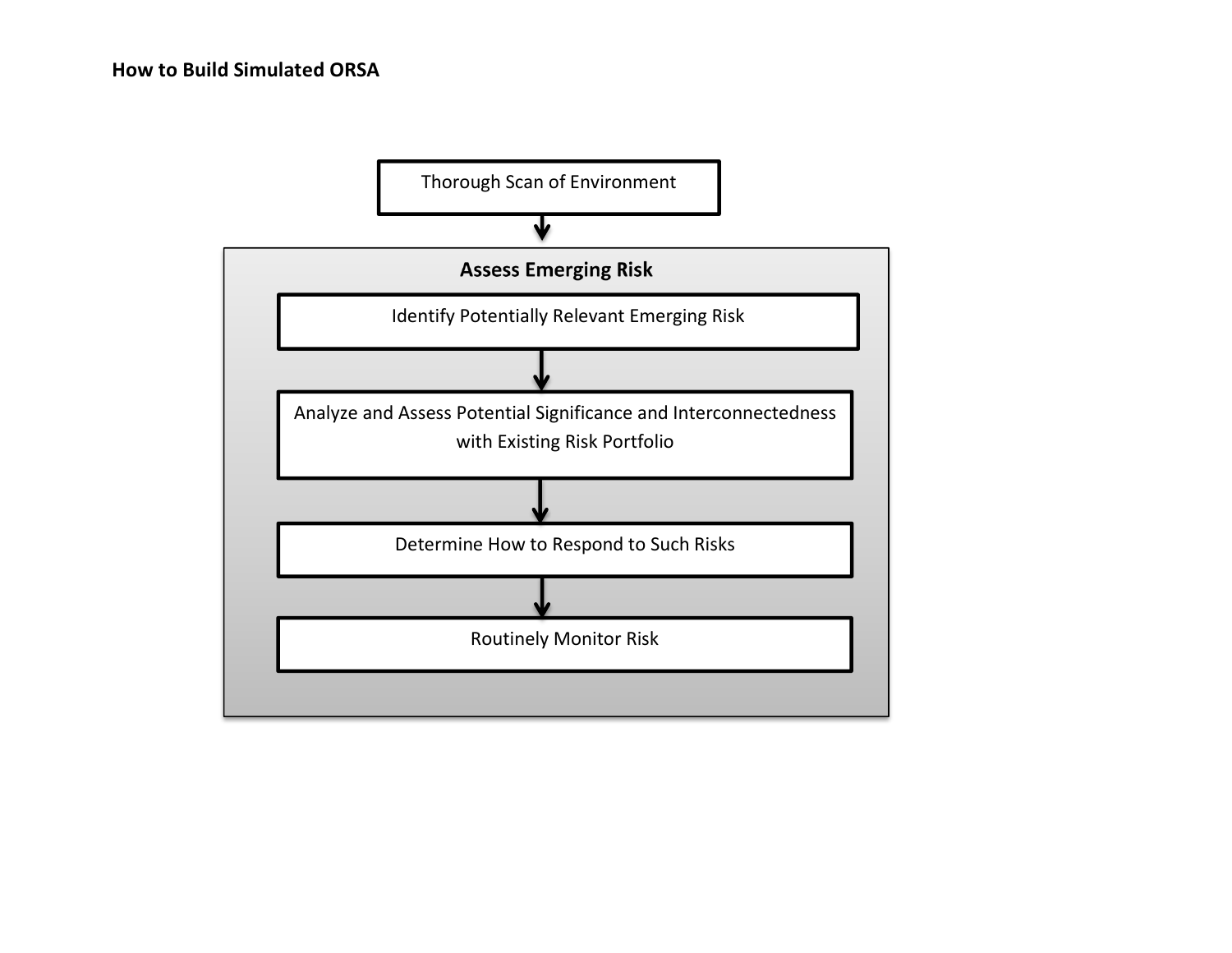**How to Build Simulated ORSA**

Thorough Scan of Environment

↓

**Assess Emerging Risk**

Identify Potentially Relevant Emerging Risk

↓

Analyze and Assess Potential Significance and Interconnectedness with Existing Risk Portfolio

↓

Determine How to Respond to Such Risks

↓

Routinely Monitor Risk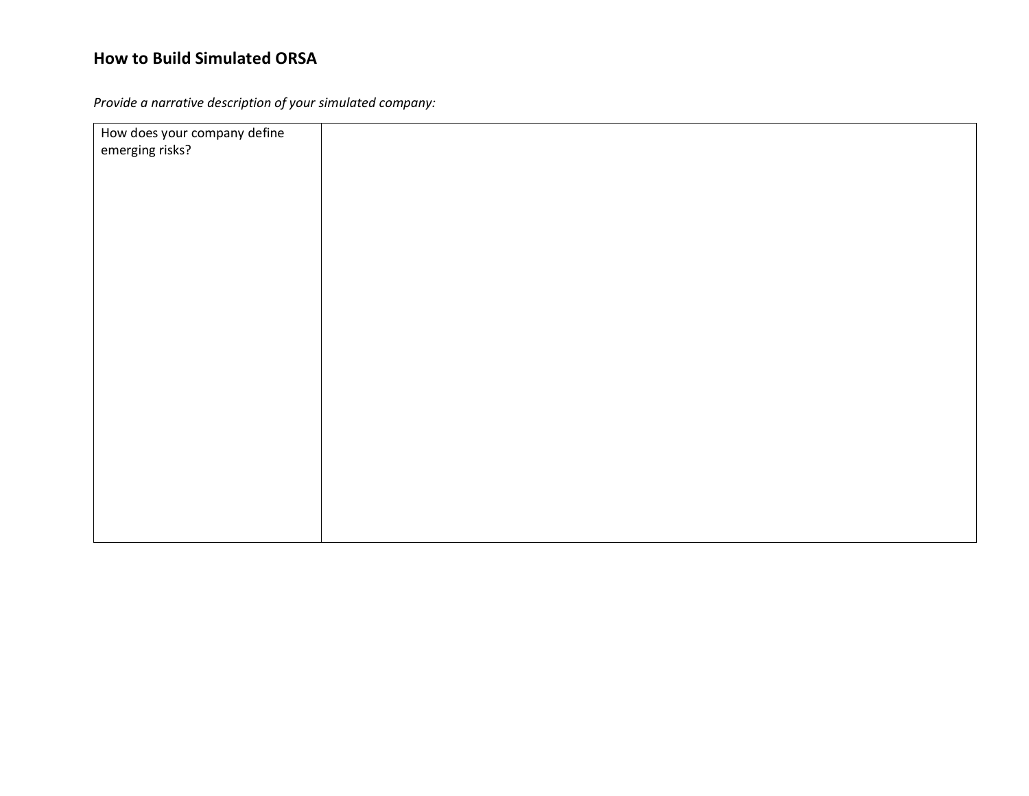## How to Build Simulated ORSA

*Provide a narrative description of your simulated company:*

| How does your company define emerging risks? | |
|---|---|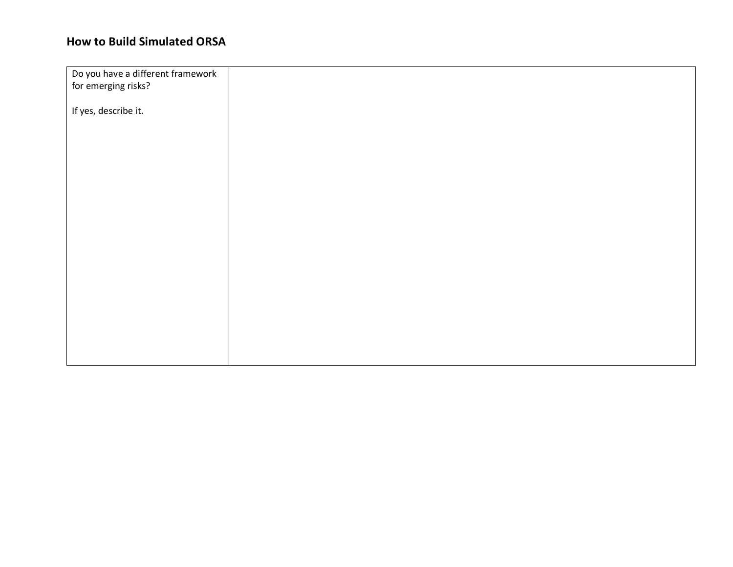## How to Build Simulated ORSA

| Do you have a different framework for emerging risks?<br><br>If yes, describe it. | |
|---|---|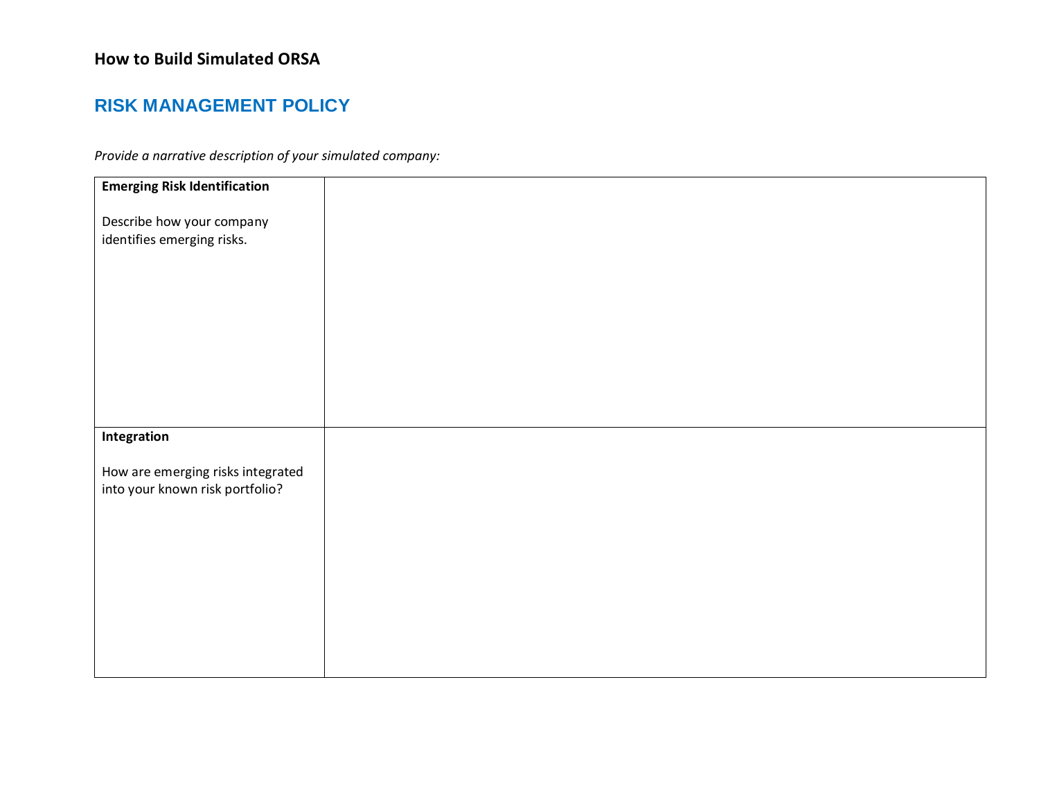## How to Build Simulated ORSA

# RISK MANAGEMENT POLICY

*Provide a narrative description of your simulated company:*

| | |
|---|---|
| **Emerging Risk Identification**<br><br>Describe how your company identifies emerging risks. | |
| **Integration**<br><br>How are emerging risks integrated into your known risk portfolio? | |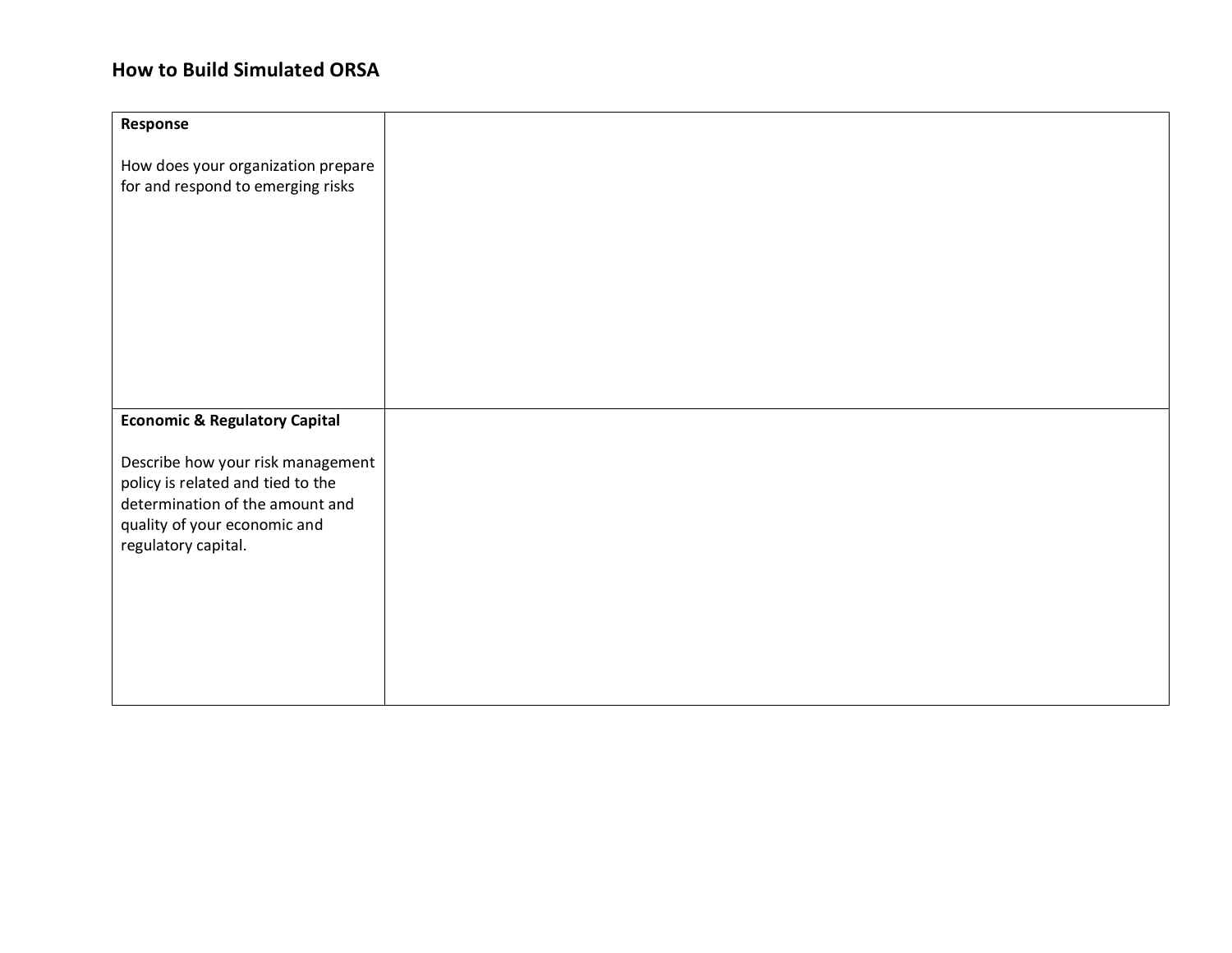## How to Build Simulated ORSA

| | |
|---|---|
| **Response**<br><br>How does your organization prepare for and respond to emerging risks | |
| **Economic & Regulatory Capital**<br><br>Describe how your risk management policy is related and tied to the determination of the amount and quality of your economic and regulatory capital. | |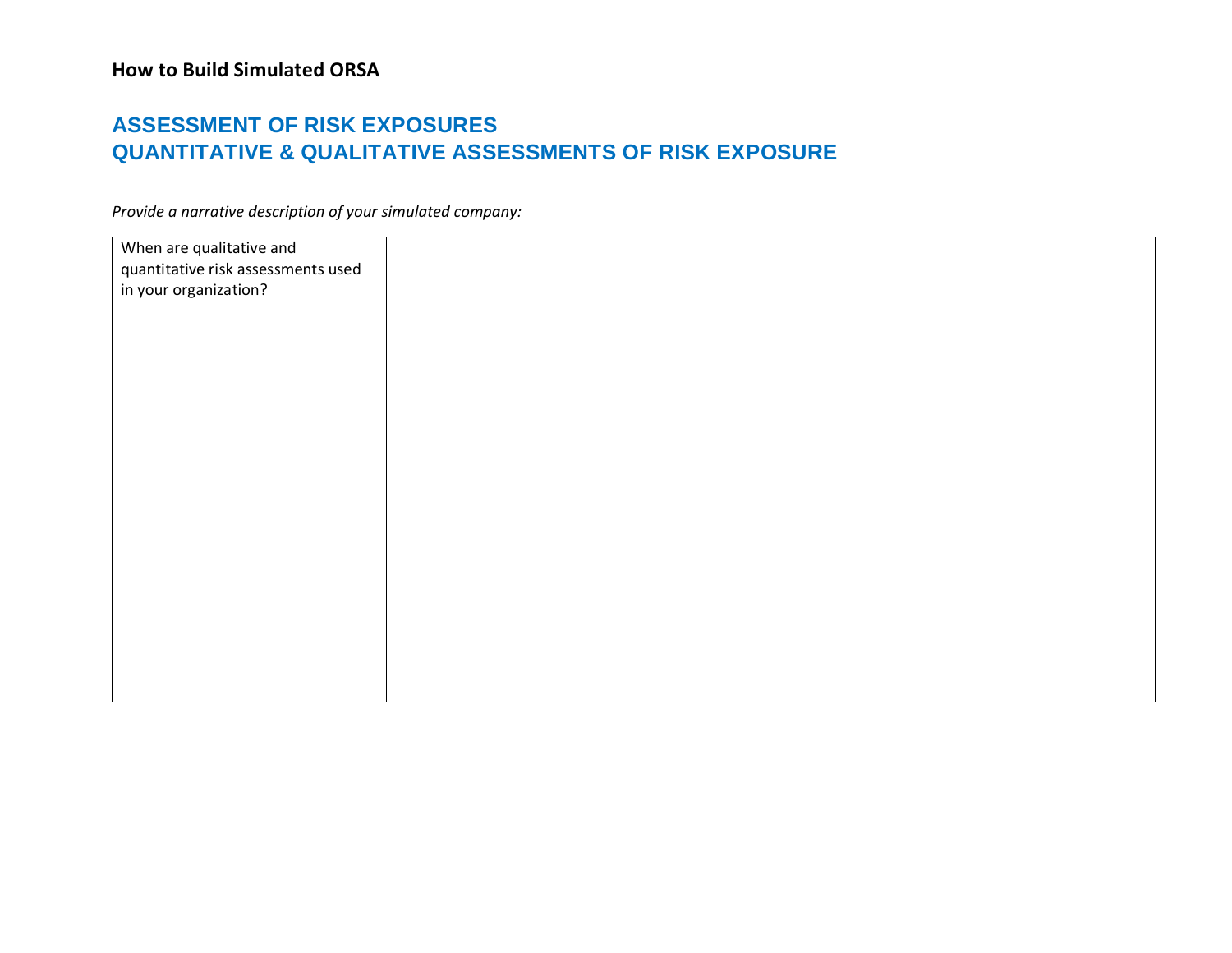**How to Build Simulated ORSA**

## ASSESSMENT OF RISK EXPOSURES
## QUANTITATIVE & QUALITATIVE ASSESSMENTS OF RISK EXPOSURE

*Provide a narrative description of your simulated company:*

| When are qualitative and quantitative risk assessments used in your organization? | |
|---|---|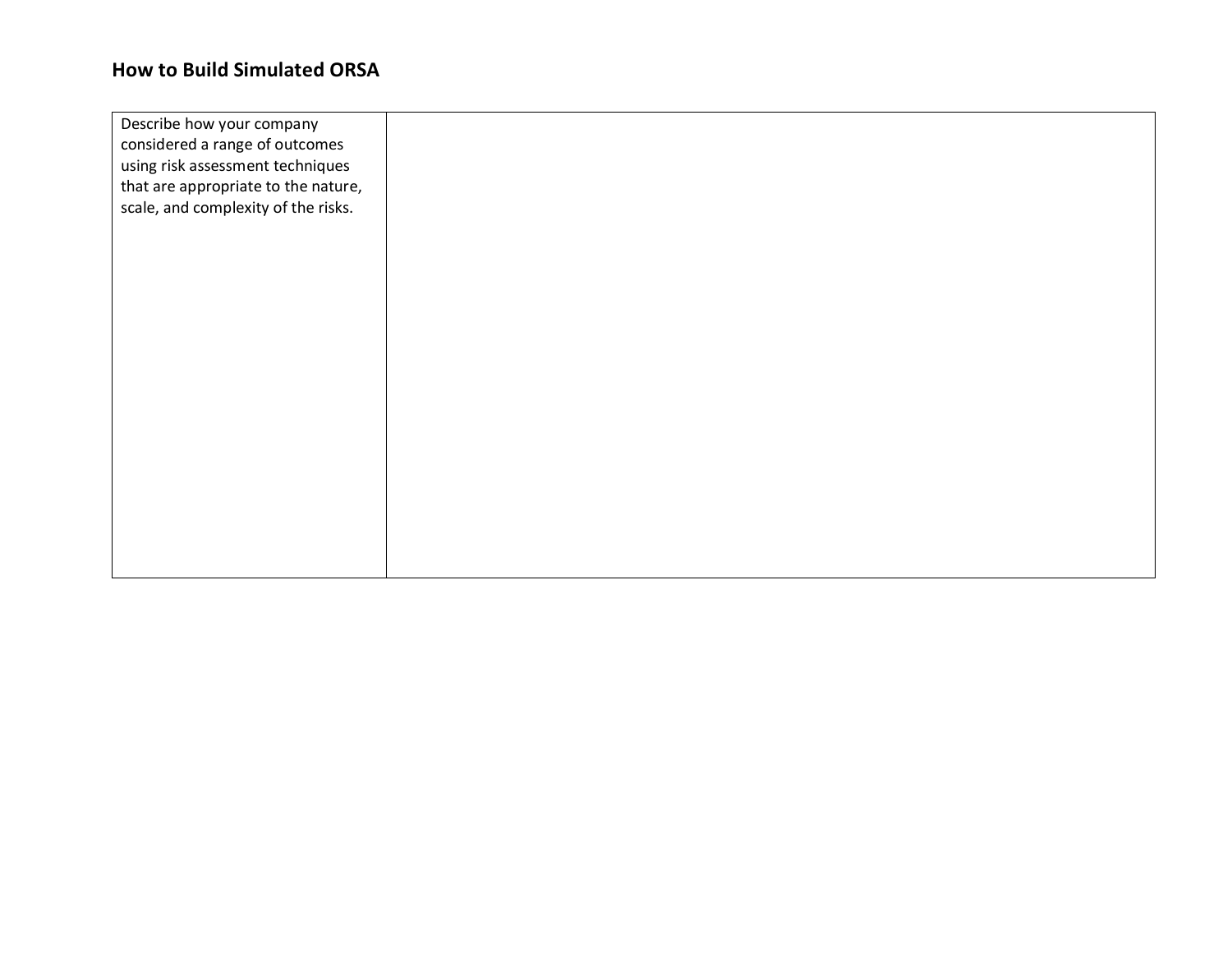## How to Build Simulated ORSA

| Describe how your company considered a range of outcomes using risk assessment techniques that are appropriate to the nature, scale, and complexity of the risks. | |
|---|---|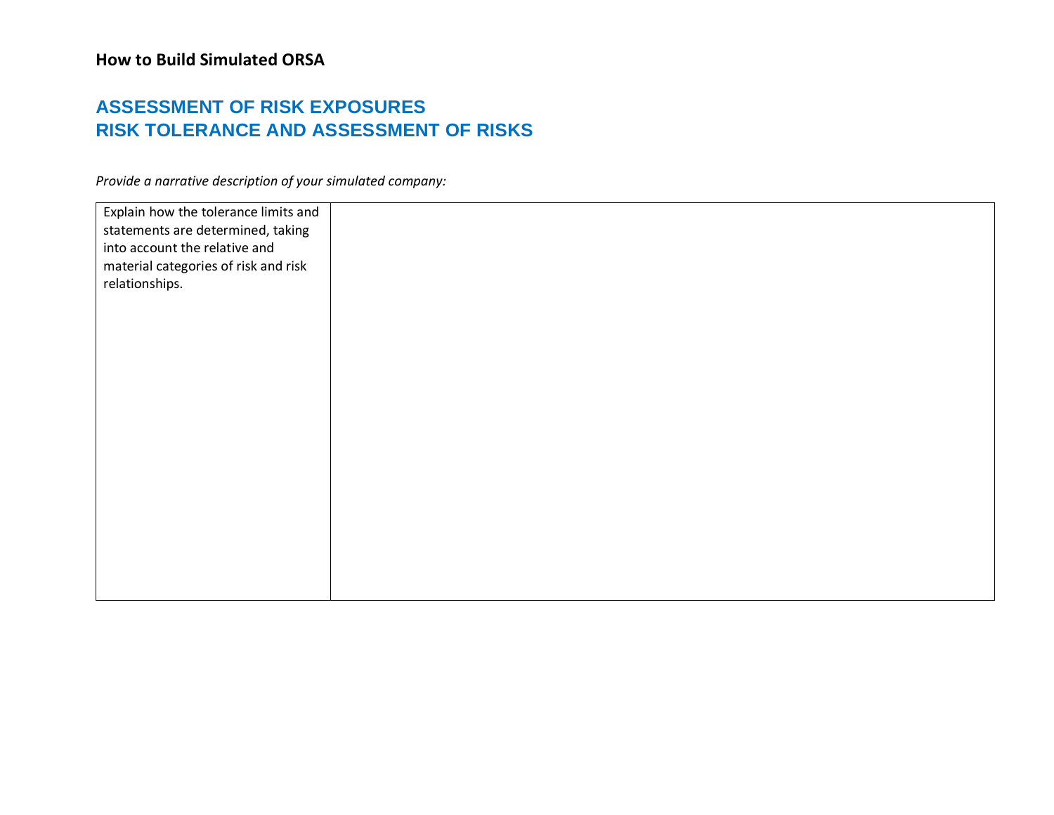**How to Build Simulated ORSA**

## ASSESSMENT OF RISK EXPOSURES
## RISK TOLERANCE AND ASSESSMENT OF RISKS

*Provide a narrative description of your simulated company:*

| Explain how the tolerance limits and statements are determined, taking into account the relative and material categories of risk and risk relationships. | |
|---|---|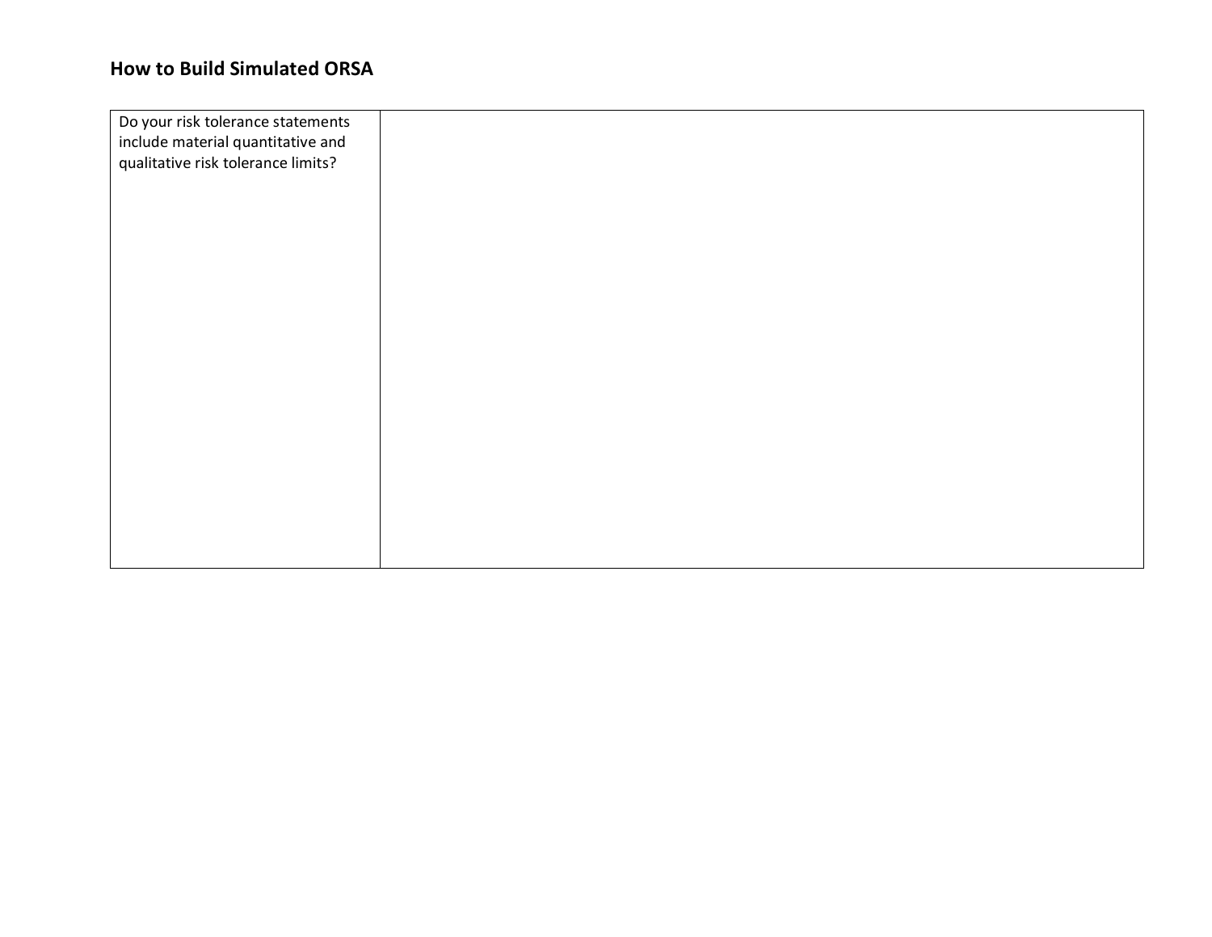## How to Build Simulated ORSA

| Do your risk tolerance statements include material quantitative and qualitative risk tolerance limits? | |
|---|---|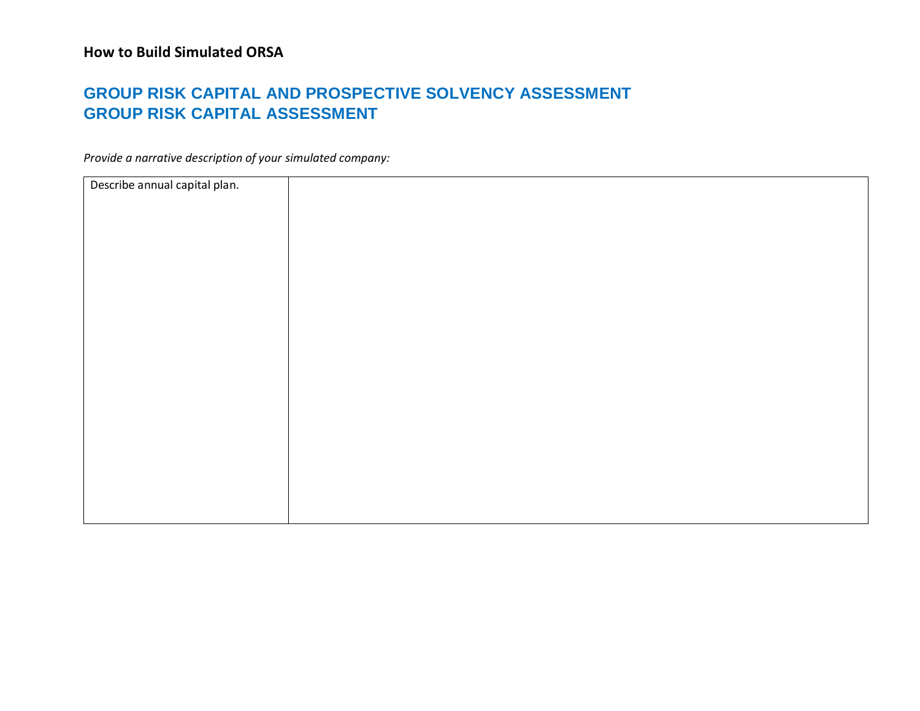**How to Build Simulated ORSA**

## GROUP RISK CAPITAL AND PROSPECTIVE SOLVENCY ASSESSMENT
## GROUP RISK CAPITAL ASSESSMENT

*Provide a narrative description of your simulated company:*

| Describe annual capital plan. | |
|---|---|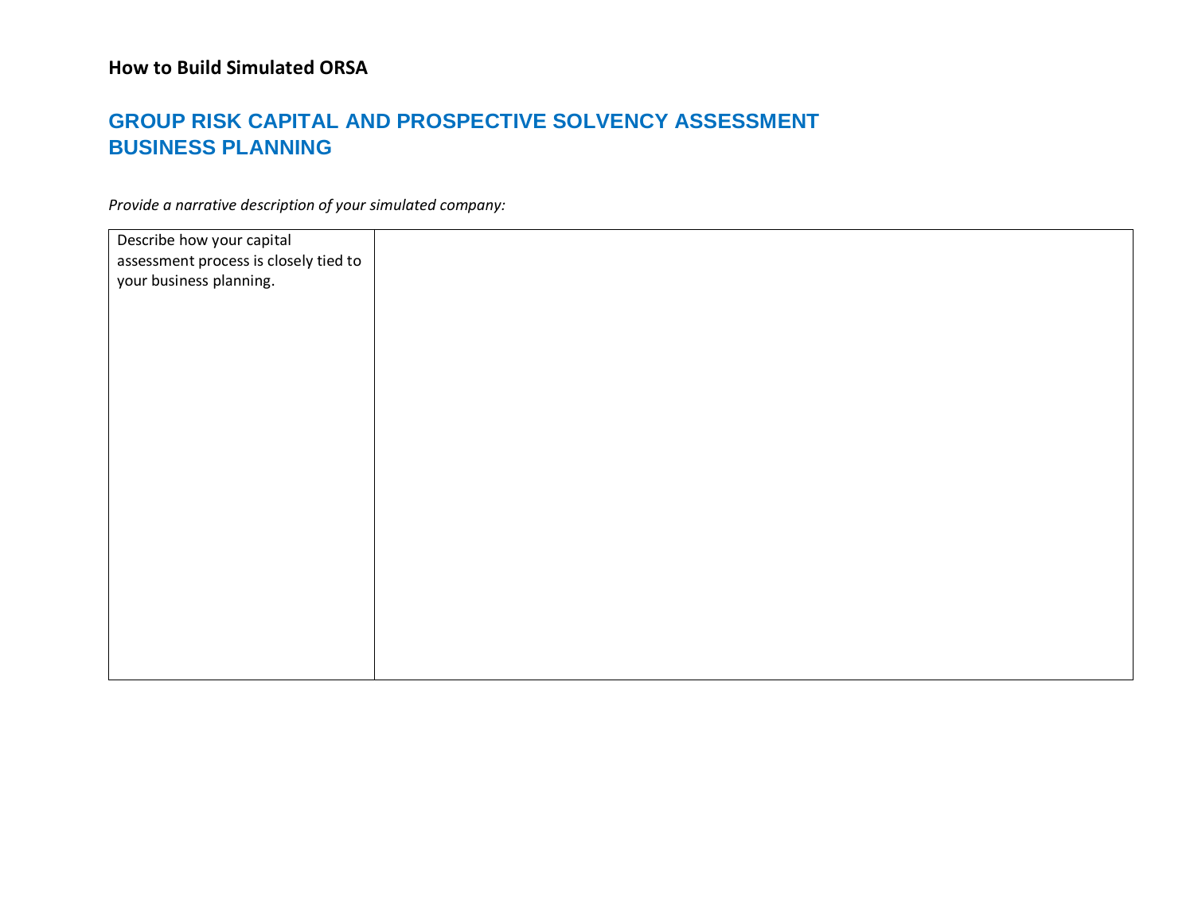**How to Build Simulated ORSA**

## GROUP RISK CAPITAL AND PROSPECTIVE SOLVENCY ASSESSMENT
## BUSINESS PLANNING

*Provide a narrative description of your simulated company:*

| Describe how your capital assessment process is closely tied to your business planning. | |
|---|---|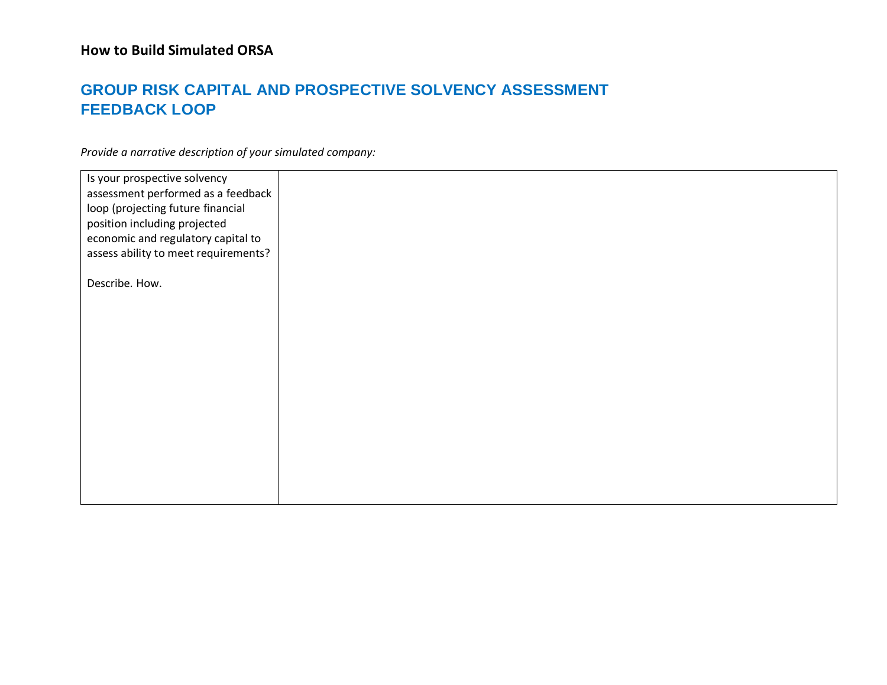**How to Build Simulated ORSA**

## GROUP RISK CAPITAL AND PROSPECTIVE SOLVENCY ASSESSMENT FEEDBACK LOOP

*Provide a narrative description of your simulated company:*

| | |
|---|---|
| Is your prospective solvency assessment performed as a feedback loop (projecting future financial position including projected economic and regulatory capital to assess ability to meet requirements?<br><br>Describe. How. | |